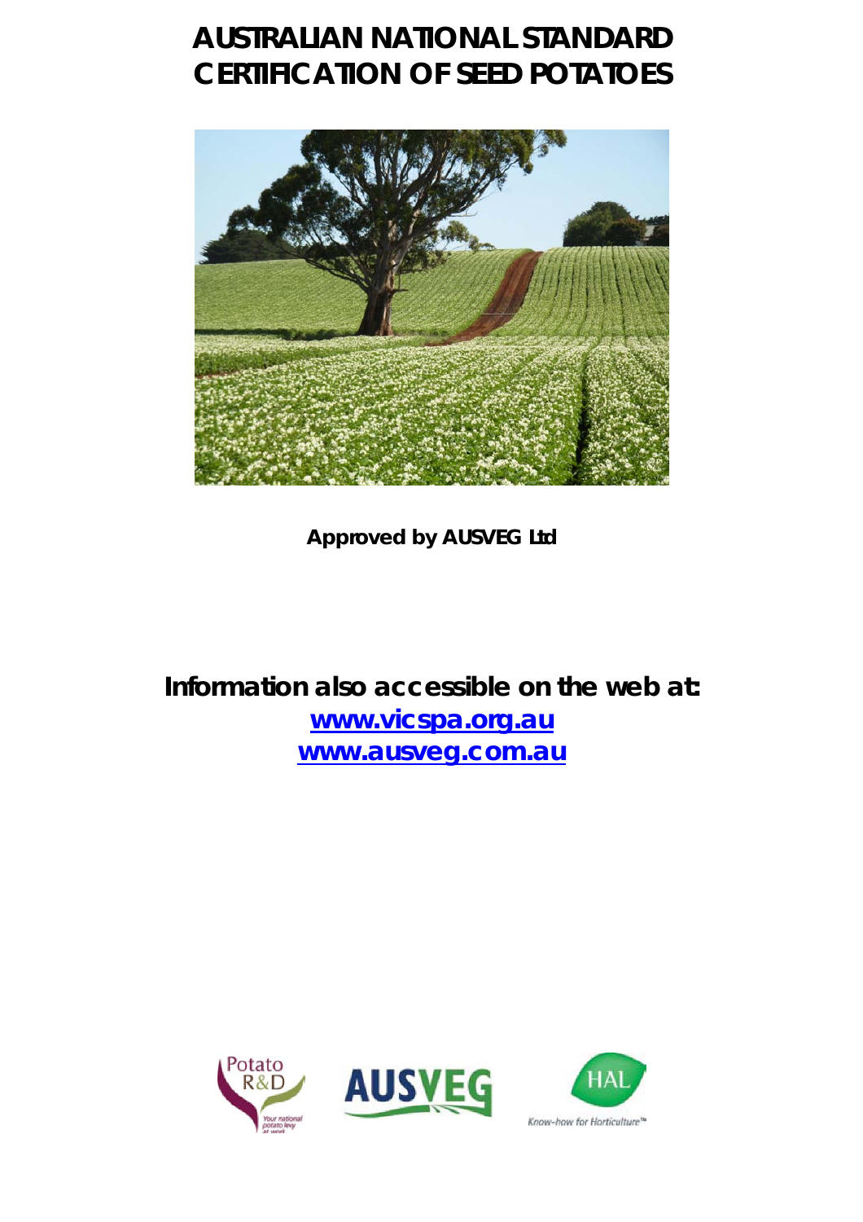# AUSTRALIAN NATIONAL STANDARD CERTIFICATION OF SEED POTATOES

**Approved by AUSVEG Ltd**

**Information also accessible on the web at:**

**[www.vicspa.org.au](http://www.vicspa.org.au)**

**[www.ausveg.com.au](http://www.ausveg.com.au)**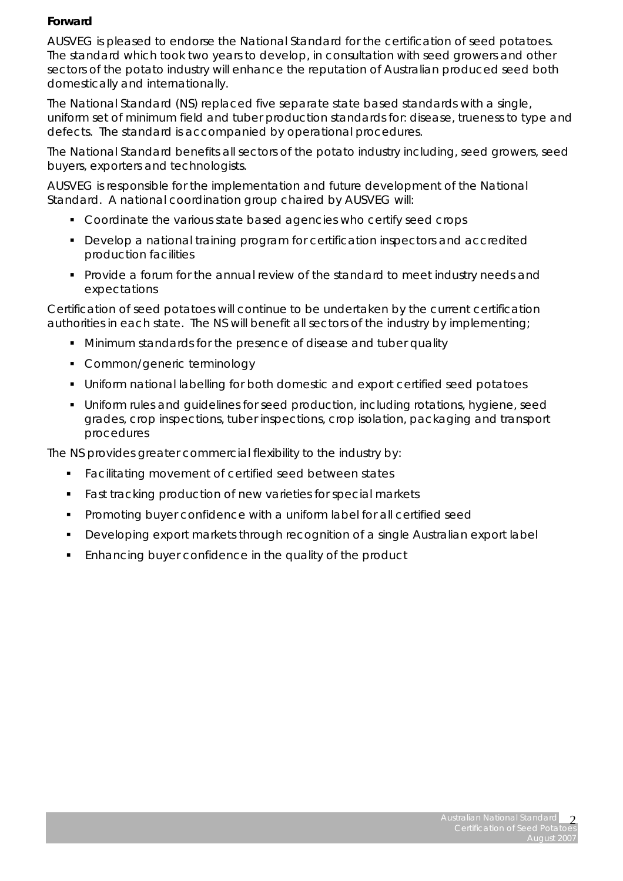**Forward**

AUSVEG is pleased to endorse the National Standard for the certification of seed potatoes. The standard which took two years to develop, in consultation with seed growers and other sectors of the potato industry will enhance the reputation of Australian produced seed both domestically and internationally.

The National Standard (NS) replaced five separate state based standards with a single, uniform set of minimum field and tuber production standards for: disease, trueness to type and defects. The standard is accompanied by operational procedures.

The National Standard benefits all sectors of the potato industry including, seed growers, seed buyers, exporters and technologists.

AUSVEG is responsible for the implementation and future development of the National Standard. A national coordination group chaired by AUSVEG will:

- Coordinate the various state based agencies who certify seed crops
- Develop a national training program for certification inspectors and accredited production facilities
- Provide a forum for the annual review of the standard to meet industry needs and expectations

Certification of seed potatoes will continue to be undertaken by the current certification authorities in each state. The NS will benefit all sectors of the industry by implementing;

- Minimum standards for the presence of disease and tuber quality
- Common/generic terminology
- Uniform national labelling for both domestic and export certified seed potatoes
- Uniform rules and guidelines for seed production, including rotations, hygiene, seed grades, crop inspections, tuber inspections, crop isolation, packaging and transport procedures

The NS provides greater commercial flexibility to the industry by:

- Facilitating movement of certified seed between states
- Fast tracking production of new varieties for special markets
- Promoting buyer confidence with a uniform label for all certified seed
- Developing export markets through recognition of a single Australian export label
- Enhancing buyer confidence in the quality of the product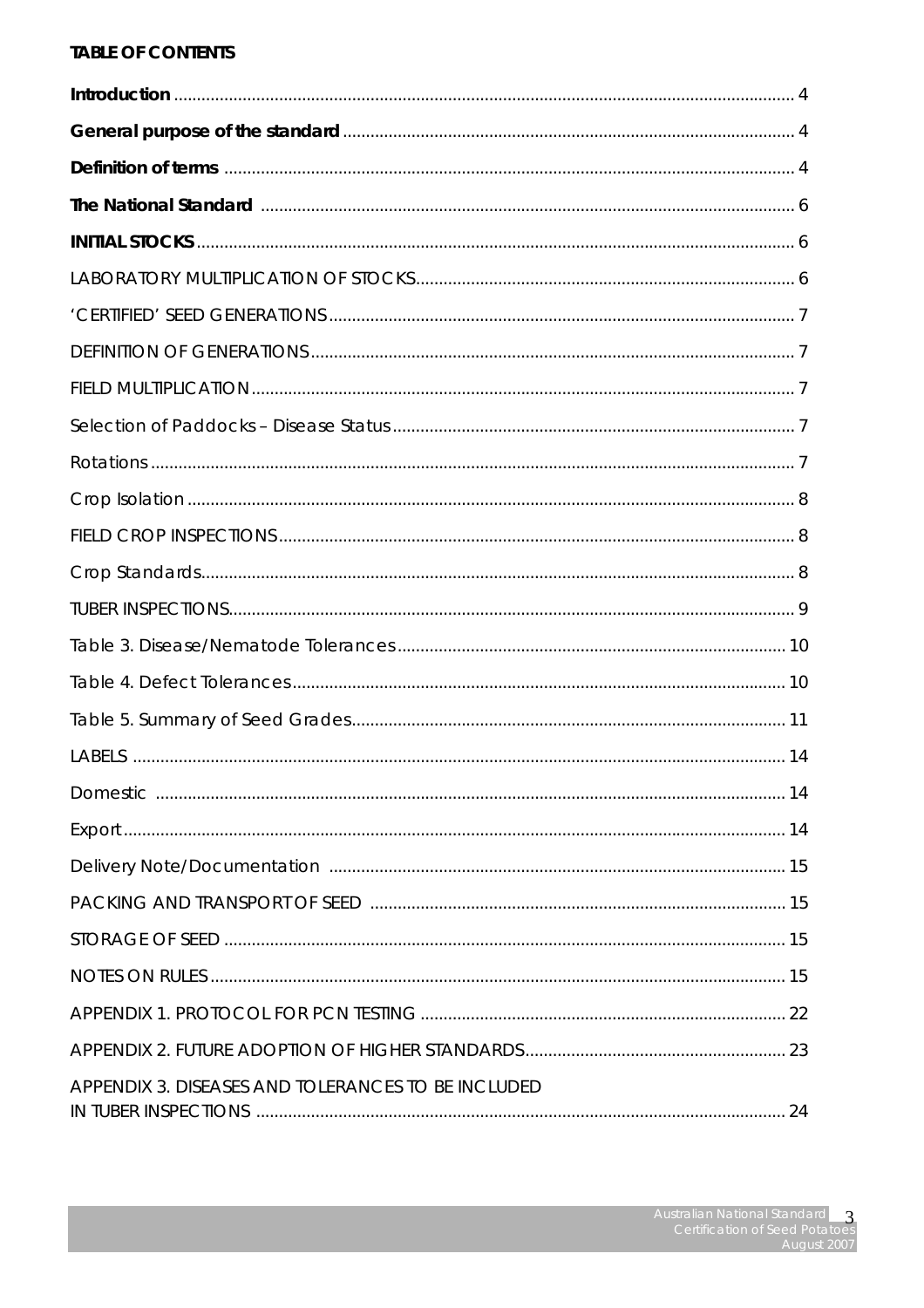**TABLE OF CONTENTS**

**Introduction** ........ 4

**General purpose of the standard** ........ 4

**Definition of terms** ........ 4

**The National Standard** ........ 6

**INITIAL STOCKS** ........ 6

LABORATORY MULTIPLICATION OF STOCKS ........ 6

'CERTIFIED' SEED GENERATIONS ........ 7

DEFINITION OF GENERATIONS ........ 7

FIELD MULTIPLICATION ........ 7

Selection of Paddocks – Disease Status ........ 7

Rotations ........ 7

Crop Isolation ........ 8

FIELD CROP INSPECTIONS ........ 8

Crop Standards ........ 8

TUBER INSPECTIONS ........ 9

Table 3. Disease/Nematode Tolerances ........ 10

Table 4. Defect Tolerances ........ 10

Table 5. Summary of Seed Grades ........ 11

LABELS ........ 14

Domestic ........ 14

Export ........ 14

Delivery Note/Documentation ........ 15

PACKING AND TRANSPORT OF SEED ........ 15

STORAGE OF SEED ........ 15

NOTES ON RULES ........ 15

APPENDIX 1. PROTOCOL FOR PCN TESTING ........ 22

APPENDIX 2. FUTURE ADOPTION OF HIGHER STANDARDS ........ 23

APPENDIX 3. DISEASES AND TOLERANCES TO BE INCLUDED IN TUBER INSPECTIONS ........ 24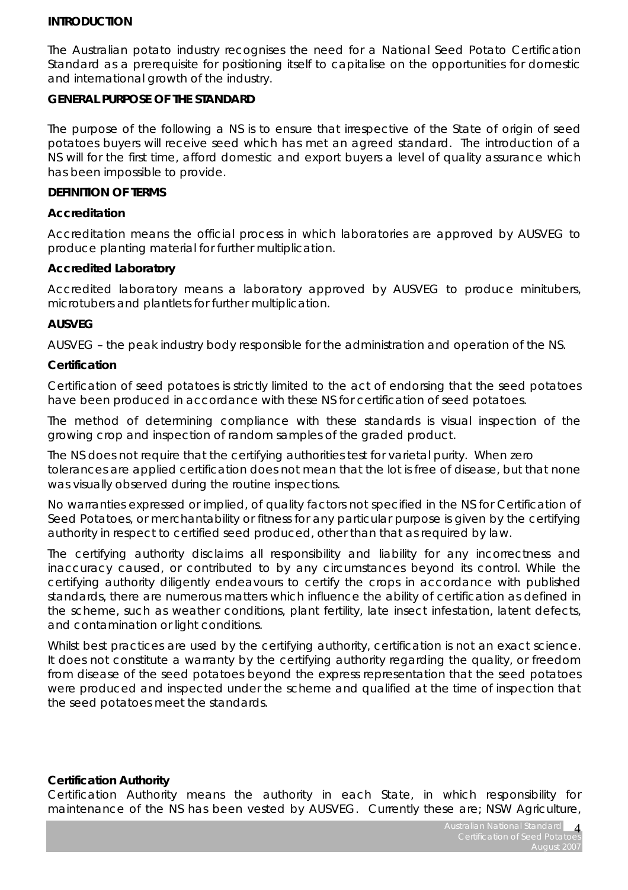## INTRODUCTION

The Australian potato industry recognises the need for a National Seed Potato Certification Standard as a prerequisite for positioning itself to capitalise on the opportunities for domestic and international growth of the industry.

## GENERAL PURPOSE OF THE STANDARD

The purpose of the following a NS is to ensure that irrespective of the State of origin of seed potatoes buyers will receive seed which has met an agreed standard. The introduction of a NS will for the first time, afford domestic and export buyers a level of quality assurance which has been impossible to provide.

## DEFINITION OF TERMS

### Accreditation

Accreditation means the official process in which laboratories are approved by AUSVEG to produce planting material for further multiplication.

### Accredited Laboratory

Accredited laboratory means a laboratory approved by AUSVEG to produce minitubers, microtubers and plantlets for further multiplication.

### AUSVEG

AUSVEG – the peak industry body responsible for the administration and operation of the NS.

### Certification

Certification of seed potatoes is strictly limited to the act of endorsing that the seed potatoes have been produced in accordance with these NS for certification of seed potatoes.

The method of determining compliance with these standards is visual inspection of the growing crop and inspection of random samples of the graded product.

The NS does not require that the certifying authorities test for varietal purity. When zero tolerances are applied certification does not mean that the lot is free of disease, but that none was visually observed during the routine inspections.

No warranties expressed or implied, of quality factors not specified in the NS for Certification of Seed Potatoes, or merchantability or fitness for any particular purpose is given by the certifying authority in respect to certified seed produced, other than that as required by law.

The certifying authority disclaims all responsibility and liability for any incorrectness and inaccuracy caused, or contributed to by any circumstances beyond its control. While the certifying authority diligently endeavours to certify the crops in accordance with published standards, there are numerous matters which influence the ability of certification as defined in the scheme, such as weather conditions, plant fertility, late insect infestation, latent defects, and contamination or light conditions.

Whilst best practices are used by the certifying authority, certification is not an exact science. It does not constitute a warranty by the certifying authority regarding the quality, or freedom from disease of the seed potatoes beyond the express representation that the seed potatoes were produced and inspected under the scheme and qualified at the time of inspection that the seed potatoes meet the standards.

### Certification Authority

Certification Authority means the authority in each State, in which responsibility for maintenance of the NS has been vested by AUSVEG. Currently these are; NSW Agriculture,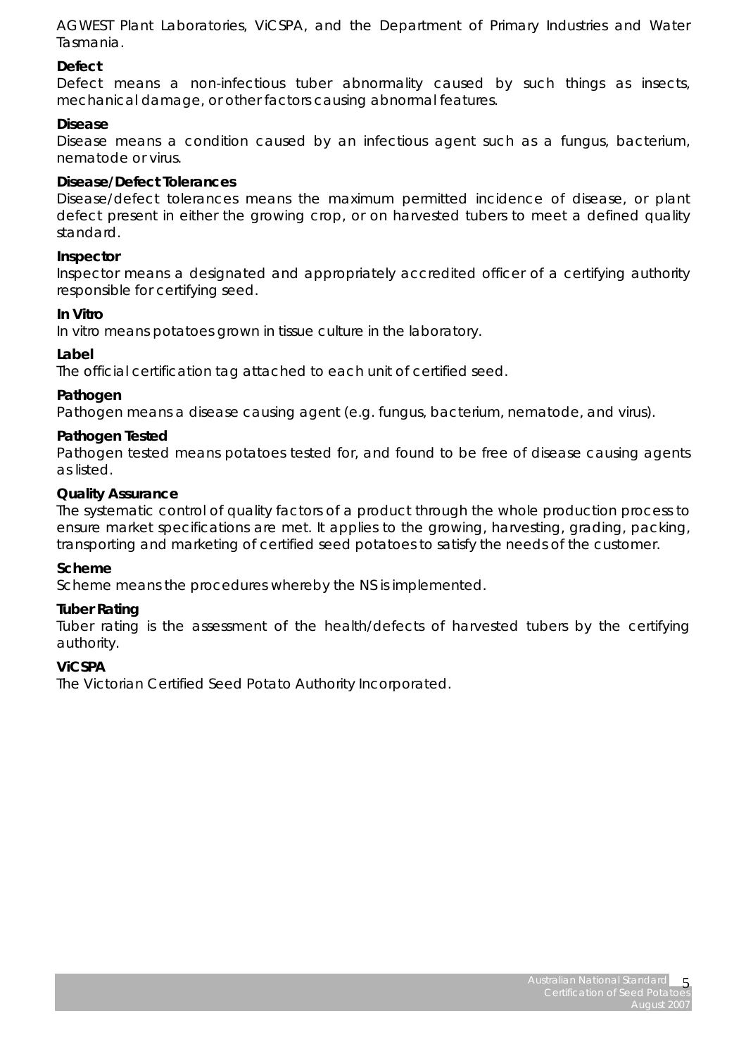AGWEST Plant Laboratories, ViCSPA, and the Department of Primary Industries and Water Tasmania.

**Defect**

Defect means a non-infectious tuber abnormality caused by such things as insects, mechanical damage, or other factors causing abnormal features.

**Disease**

Disease means a condition caused by an infectious agent such as a fungus, bacterium, nematode or virus.

**Disease/Defect Tolerances**

Disease/defect tolerances means the maximum permitted incidence of disease, or plant defect present in either the growing crop, or on harvested tubers to meet a defined quality standard.

**Inspector**

Inspector means a designated and appropriately accredited officer of a certifying authority responsible for certifying seed.

**In Vitro**

In vitro means potatoes grown in tissue culture in the laboratory.

**Label**

The official certification tag attached to each unit of certified seed.

**Pathogen**

Pathogen means a disease causing agent (e.g. fungus, bacterium, nematode, and virus).

**Pathogen Tested**

Pathogen tested means potatoes tested for, and found to be free of disease causing agents as listed.

**Quality Assurance**

The systematic control of quality factors of a product through the whole production process to ensure market specifications are met. It applies to the growing, harvesting, grading, packing, transporting and marketing of certified seed potatoes to satisfy the needs of the customer.

**Scheme**

Scheme means the procedures whereby the NS is implemented.

**Tuber Rating**

Tuber rating is the assessment of the health/defects of harvested tubers by the certifying authority.

**ViCSPA**

The Victorian Certified Seed Potato Authority Incorporated.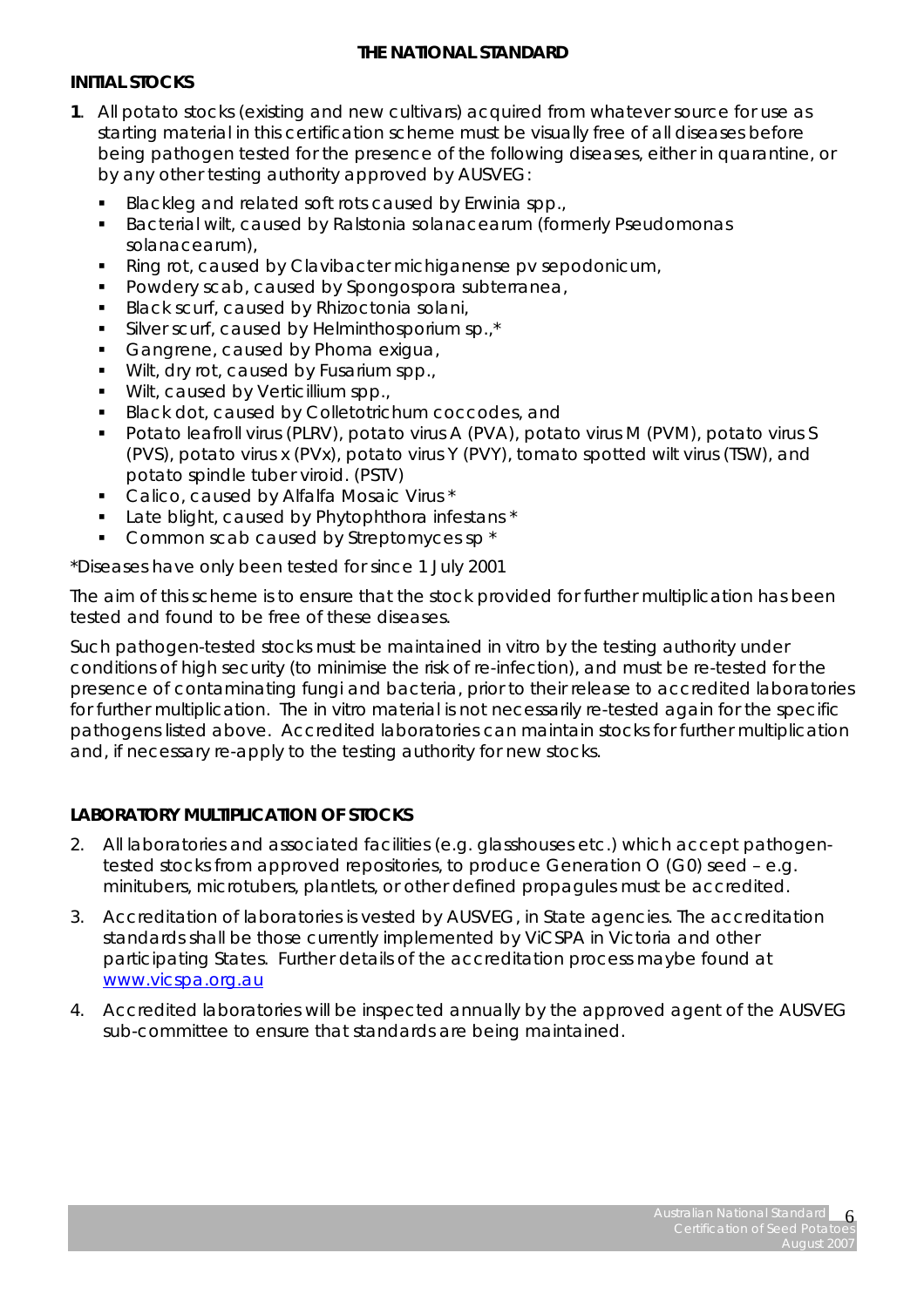## THE NATIONAL STANDARD

### INITIAL STOCKS

**1**. All potato stocks (existing and new cultivars) acquired from whatever source for use as starting material in this certification scheme must be visually free of all diseases before being pathogen tested for the presence of the following diseases, either in quarantine, or by any other testing authority approved by AUSVEG:

- Blackleg and related soft rots caused by Erwinia spp.,
- Bacterial wilt, caused by Ralstonia solanacearum (formerly Pseudomonas solanacearum),
- Ring rot, caused by Clavibacter michiganense pv sepodonicum,
- Powdery scab, caused by Spongospora subterranea,
- Black scurf, caused by Rhizoctonia solani,
- Silver scurf, caused by Helminthosporium sp.,*
- Gangrene, caused by Phoma exigua,
- Wilt, dry rot, caused by Fusarium spp.,
- Wilt, caused by Verticillium spp.,
- Black dot, caused by Colletotrichum coccodes, and
- Potato leafroll virus (PLRV), potato virus A (PVA), potato virus M (PVM), potato virus S (PVS), potato virus x (PVx), potato virus Y (PVY), tomato spotted wilt virus (TSW), and potato spindle tuber viroid. (PSTV)
- Calico, caused by Alfalfa Mosaic Virus *
- Late blight, caused by Phytophthora infestans *
- Common scab caused by Streptomyces sp *

*Diseases have only been tested for since 1 July 2001

The aim of this scheme is to ensure that the stock provided for further multiplication has been tested and found to be free of these diseases.

Such pathogen-tested stocks must be maintained in vitro by the testing authority under conditions of high security (to minimise the risk of re-infection), and must be re-tested for the presence of contaminating fungi and bacteria, prior to their release to accredited laboratories for further multiplication. The in vitro material is not necessarily re-tested again for the specific pathogens listed above. Accredited laboratories can maintain stocks for further multiplication and, if necessary re-apply to the testing authority for new stocks.

### LABORATORY MULTIPLICATION OF STOCKS

2. All laboratories and associated facilities (e.g. glasshouses etc.) which accept pathogen-tested stocks from approved repositories, to produce Generation O (G0) seed – e.g. minitubers, microtubers, plantlets, or other defined propagules must be accredited.
3. Accreditation of laboratories is vested by AUSVEG, in State agencies. The accreditation standards shall be those currently implemented by ViCSPA in Victoria and other participating States. Further details of the accreditation process maybe found at [www.vicspa.org.au](http://www.vicspa.org.au)
4. Accredited laboratories will be inspected annually by the approved agent of the AUSVEG sub-committee to ensure that standards are being maintained.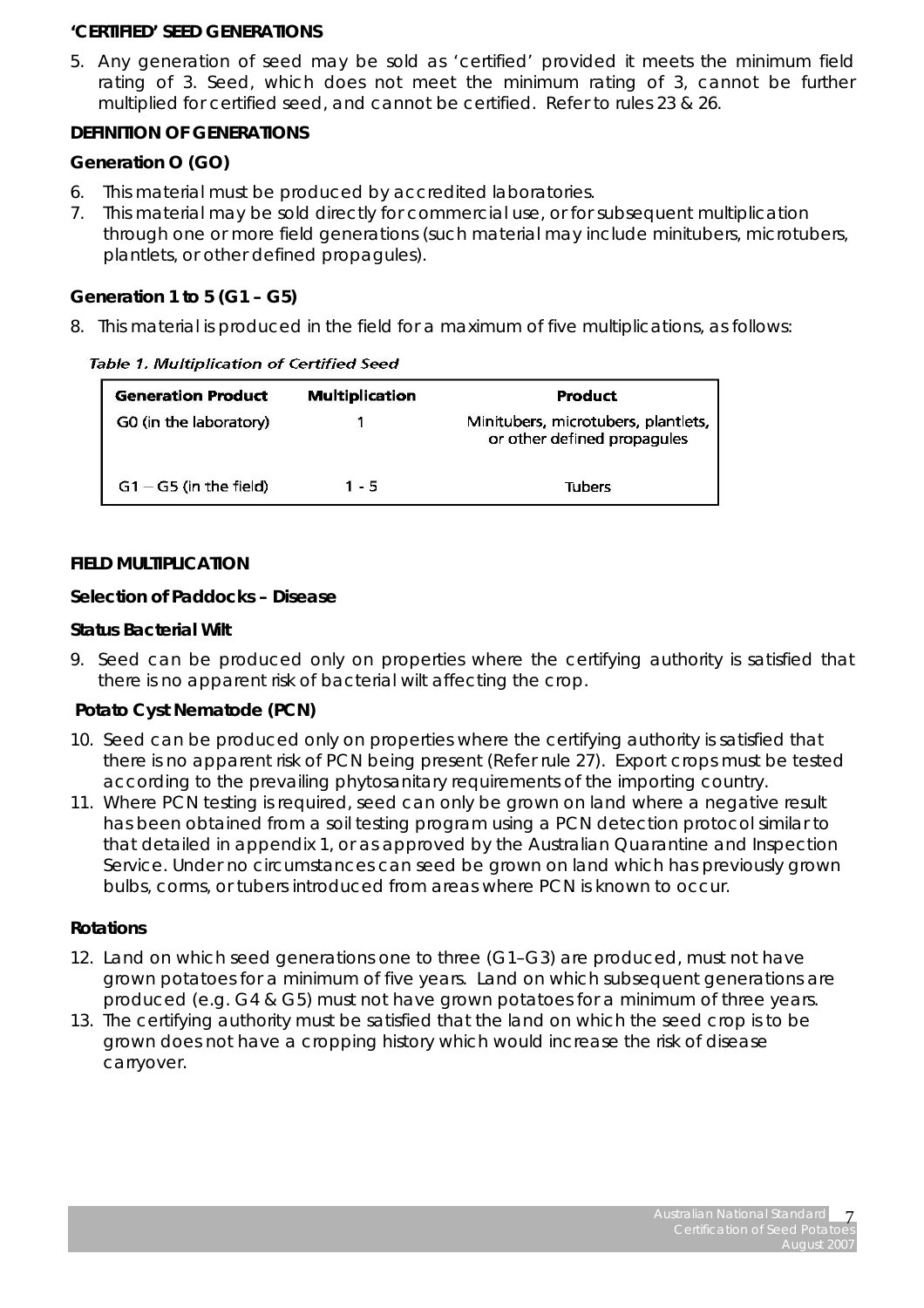**'CERTIFIED' SEED GENERATIONS**

5. Any generation of seed may be sold as 'certified' provided it meets the minimum field rating of 3. Seed, which does not meet the minimum rating of 3, cannot be further multiplied for certified seed, and cannot be certified. Refer to rules 23 & 26.

**DEFINITION OF GENERATIONS**

**Generation O (GO)**

6. This material must be produced by accredited laboratories.
7. This material may be sold directly for commercial use, or for subsequent multiplication through one or more field generations (such material may include minitubers, microtubers, plantlets, or other defined propagules).

**Generation 1 to 5 (G1 – G5)**

8. This material is produced in the field for a maximum of five multiplications, as follows:

*Table 1. Multiplication of Certified Seed*

| Generation Product | Multiplication | Product |
|---|---|---|
| G0 (in the laboratory) | 1 | Minitubers, microtubers, plantlets, or other defined propagules |
| G1 – G5 (in the field) | 1 - 5 | Tubers |

**FIELD MULTIPLICATION**

**Selection of Paddocks – Disease**

**Status Bacterial Wilt**

9. Seed can be produced only on properties where the certifying authority is satisfied that there is no apparent risk of bacterial wilt affecting the crop.

**Potato Cyst Nematode (PCN)**

10. Seed can be produced only on properties where the certifying authority is satisfied that there is no apparent risk of PCN being present (Refer rule 27). Export crops must be tested according to the prevailing phytosanitary requirements of the importing country.
11. Where PCN testing is required, seed can only be grown on land where a negative result has been obtained from a soil testing program using a PCN detection protocol similar to that detailed in appendix 1, or as approved by the Australian Quarantine and Inspection Service. Under no circumstances can seed be grown on land which has previously grown bulbs, corms, or tubers introduced from areas where PCN is known to occur.

**Rotations**

12. Land on which seed generations one to three (G1–G3) are produced, must not have grown potatoes for a minimum of five years. Land on which subsequent generations are produced (e.g. G4 & G5) must not have grown potatoes for a minimum of three years.
13. The certifying authority must be satisfied that the land on which the seed crop is to be grown does not have a cropping history which would increase the risk of disease carryover.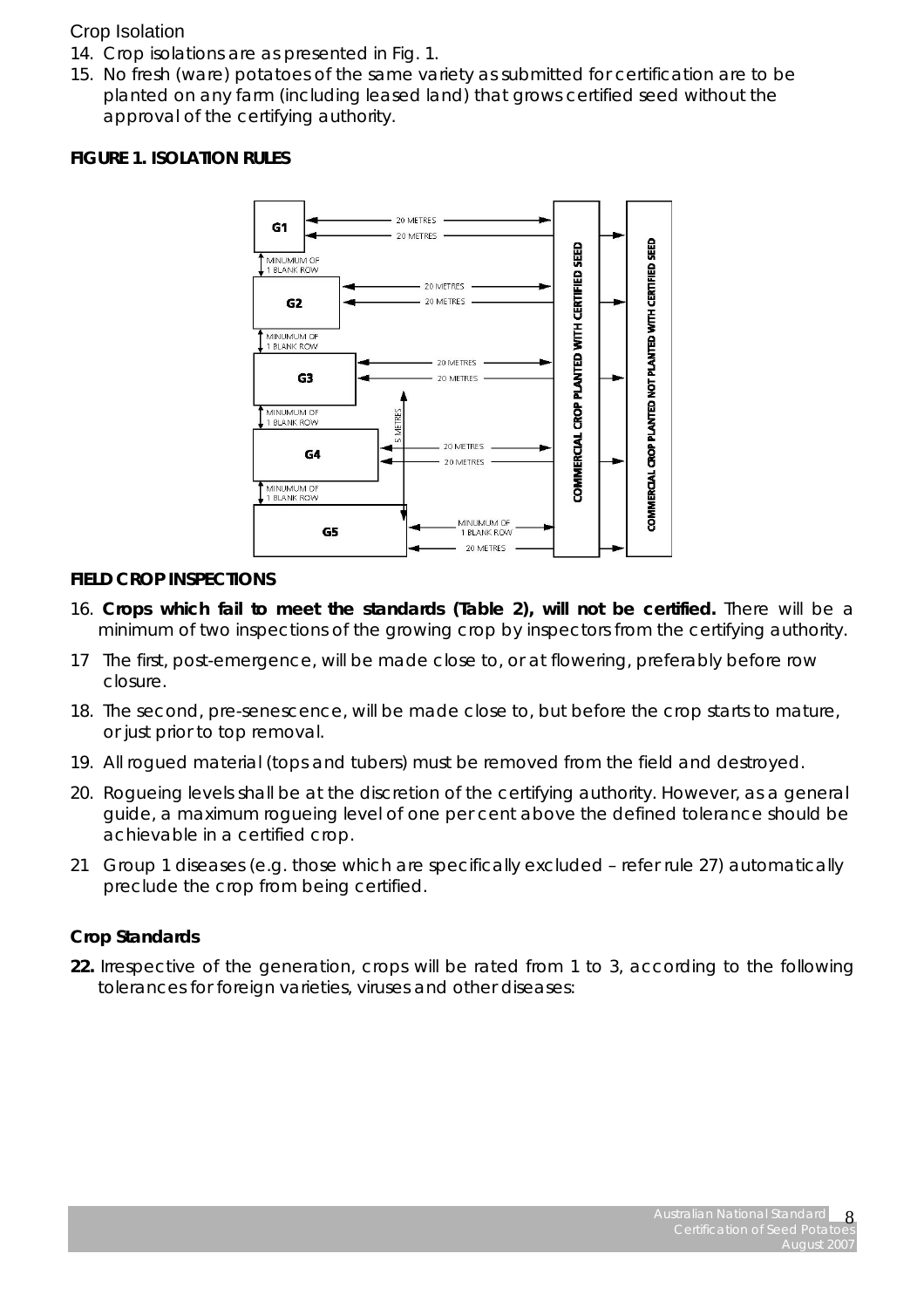Crop Isolation

14. Crop isolations are as presented in Fig. 1.
15. No fresh (ware) potatoes of the same variety as submitted for certification are to be planted on any farm (including leased land) that grows certified seed without the approval of the certifying authority.

**FIGURE 1. ISOLATION RULES**

**FIELD CROP INSPECTIONS**

16. **Crops which fail to meet the standards (Table 2), will not be certified.** There will be a minimum of two inspections of the growing crop by inspectors from the certifying authority.
17. The first, post-emergence, will be made close to, or at flowering, preferably before row closure.
18. The second, pre-senescence, will be made close to, but before the crop starts to mature, or just prior to top removal.
19. All rogued material (tops and tubers) must be removed from the field and destroyed.
20. Rogueing levels shall be at the discretion of the certifying authority. However, as a general guide, a maximum rogueing level of one per cent above the defined tolerance should be achievable in a certified crop.
21. Group 1 diseases (e.g. those which are specifically excluded – refer rule 27) automatically preclude the crop from being certified.

**Crop Standards**

**22.** Irrespective of the generation, crops will be rated from 1 to 3, according to the following tolerances for foreign varieties, viruses and other diseases: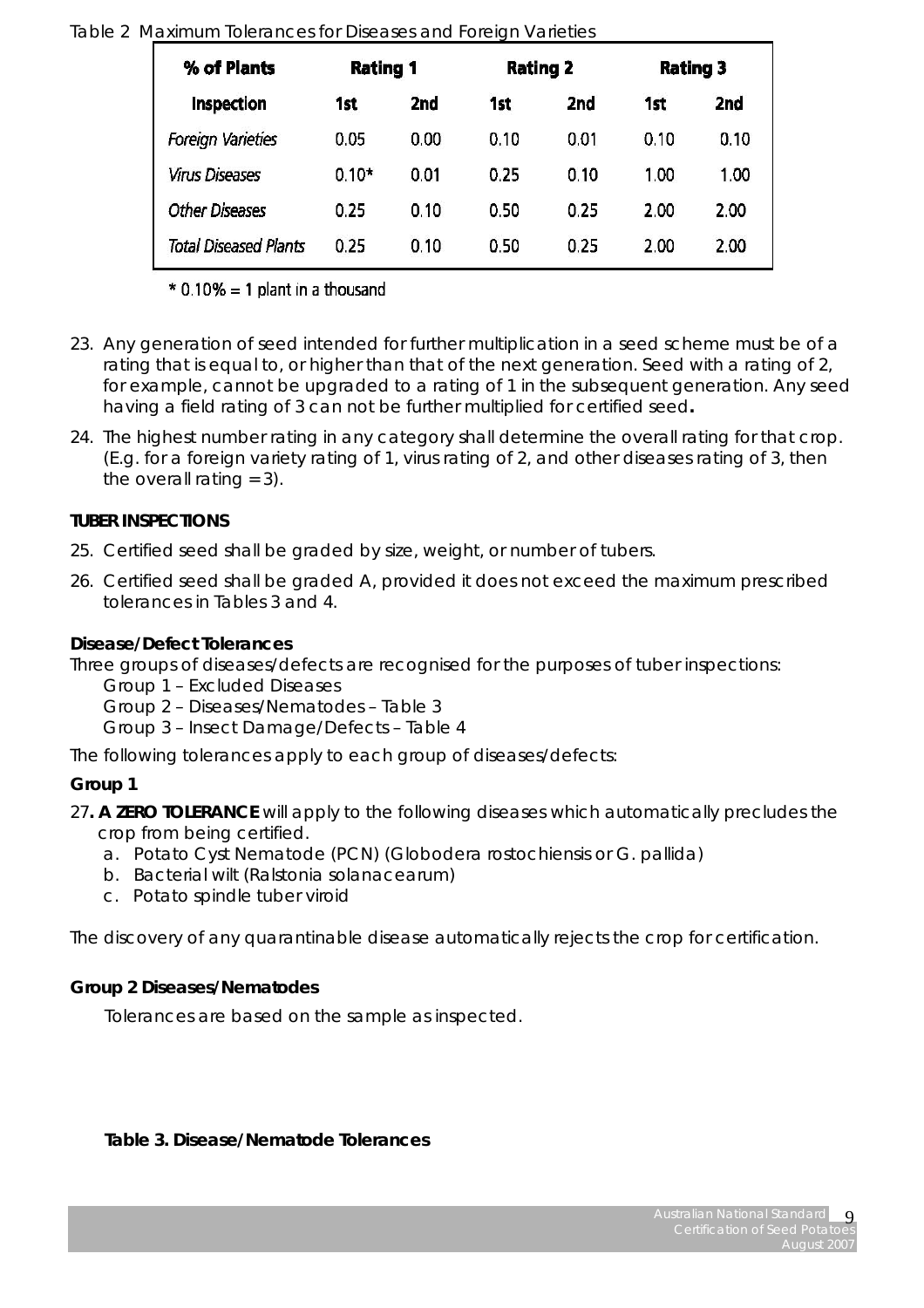Table 2 Maximum Tolerances for Diseases and Foreign Varieties

| % of Plants | Rating 1 | | Rating 2 | | Rating 3 | |
|---|---|---|---|---|---|---|
| Inspection | 1st | 2nd | 1st | 2nd | 1st | 2nd |
| *Foreign Varieties* | 0.05 | 0.00 | 0.10 | 0.01 | 0.10 | 0.10 |
| *Virus Diseases* | 0.10* | 0.01 | 0.25 | 0.10 | 1.00 | 1.00 |
| *Other Diseases* | 0.25 | 0.10 | 0.50 | 0.25 | 2.00 | 2.00 |
| *Total Diseased Plants* | 0.25 | 0.10 | 0.50 | 0.25 | 2.00 | 2.00 |

* 0.10% = 1 plant in a thousand

23. Any generation of seed intended for further multiplication in a seed scheme must be of a rating that is equal to, or higher than that of the next generation. Seed with a rating of 2, for example, cannot be upgraded to a rating of 1 in the subsequent generation. Any seed having a field rating of 3 can not be further multiplied for certified seed**.**

24. The highest number rating in any category shall determine the overall rating for that crop. (E.g. for a foreign variety rating of 1, virus rating of 2, and other diseases rating of 3, then the overall rating = 3).

**TUBER INSPECTIONS**

25. Certified seed shall be graded by size, weight, or number of tubers.

26. Certified seed shall be graded A, provided it does not exceed the maximum prescribed tolerances in Tables 3 and 4.

**Disease/Defect Tolerances**

Three groups of diseases/defects are recognised for the purposes of tuber inspections:

Group 1 – Excluded Diseases

Group 2 – Diseases/Nematodes – Table 3

Group 3 – Insect Damage/Defects – Table 4

The following tolerances apply to each group of diseases/defects:

**Group 1**

27**. A ZERO TOLERANCE** will apply to the following diseases which automatically precludes the crop from being certified.

a. Potato Cyst Nematode (PCN) (Globodera rostochiensis or G. pallida)
b. Bacterial wilt (Ralstonia solanacearum)
c. Potato spindle tuber viroid

The discovery of any quarantinable disease automatically rejects the crop for certification.

**Group 2 Diseases/Nematodes**

Tolerances are based on the sample as inspected.

**Table 3. Disease/Nematode Tolerances**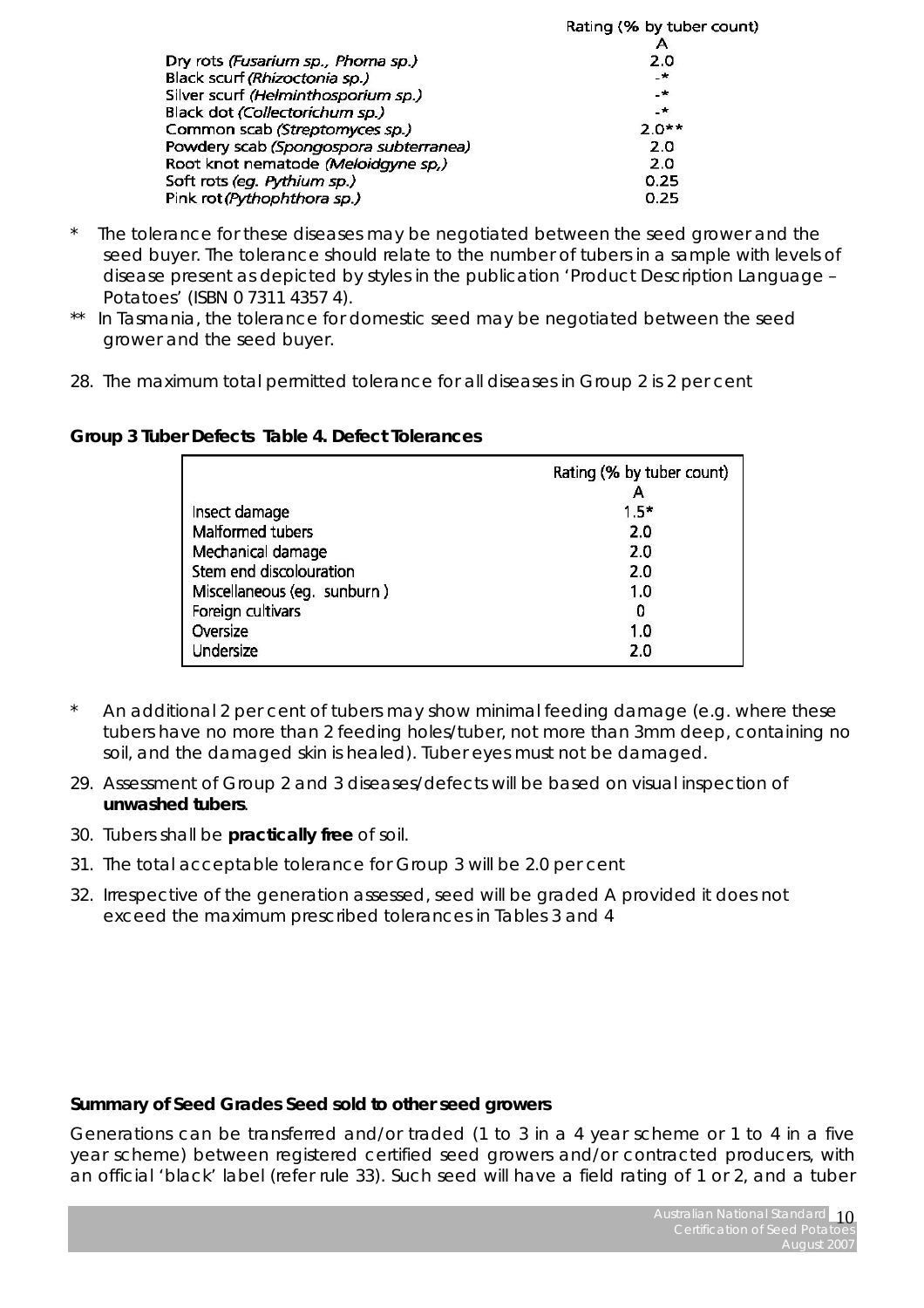| | Rating (% by tuber count) |
|---|---|
| | A |
| Dry rots *(Fusarium sp., Phoma sp.)* | 2.0 |
| Black scurf *(Rhizoctonia sp.)* | -* |
| Silver scurf *(Helminthosporium sp.)* | -* |
| Black dot *(Collectorichum sp.)* | -* |
| Common scab *(Streptomyces sp.)* | 2.0** |
| Powdery scab *(Spongospora subterranea)* | 2.0 |
| Root knot nematode *(Meloidgyne sp,)* | 2.0 |
| Soft rots *(eg. Pythium sp.)* | 0.25 |
| Pink rot *(Pythophthora sp.)* | 0.25 |

\* The tolerance for these diseases may be negotiated between the seed grower and the seed buyer. The tolerance should relate to the number of tubers in a sample with levels of disease present as depicted by styles in the publication 'Product Description Language – Potatoes' (ISBN 0 7311 4357 4).

** In Tasmania, the tolerance for domestic seed may be negotiated between the seed grower and the seed buyer.

28. The maximum total permitted tolerance for all diseases in Group 2 is 2 per cent

**Group 3 Tuber Defects Table 4. Defect Tolerances**

| | Rating (% by tuber count) |
|---|---|
| | A |
| Insect damage | 1.5* |
| Malformed tubers | 2.0 |
| Mechanical damage | 2.0 |
| Stem end discolouration | 2.0 |
| Miscellaneous (eg. sunburn ) | 1.0 |
| Foreign cultivars | 0 |
| Oversize | 1.0 |
| Undersize | 2.0 |

\* An additional 2 per cent of tubers may show minimal feeding damage (e.g. where these tubers have no more than 2 feeding holes/tuber, not more than 3mm deep, containing no soil, and the damaged skin is healed). Tuber eyes must not be damaged.

29. Assessment of Group 2 and 3 diseases/defects will be based on visual inspection of **unwashed tubers**.

30. Tubers shall be **practically free** of soil.

31. The total acceptable tolerance for Group 3 will be 2.0 per cent

32. Irrespective of the generation assessed, seed will be graded A provided it does not exceed the maximum prescribed tolerances in Tables 3 and 4

**Summary of Seed Grades Seed sold to other seed growers**

Generations can be transferred and/or traded (1 to 3 in a 4 year scheme or 1 to 4 in a five year scheme) between registered certified seed growers and/or contracted producers, with an official 'black' label (refer rule 33). Such seed will have a field rating of 1 or 2, and a tuber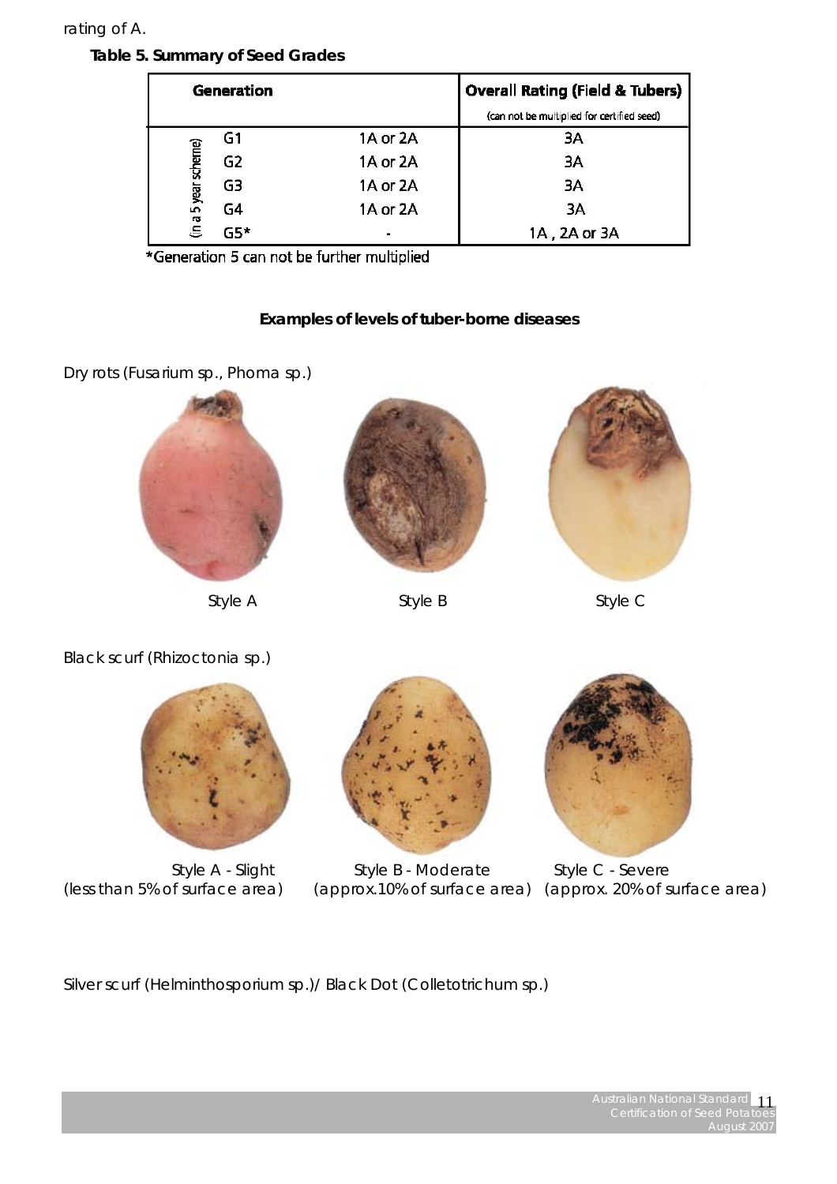rating of A.

**Table 5. Summary of Seed Generation Grades**

| Generation | | | Overall Rating (Field & Tubers) (can not be multiplied for certified seed) |
|---|---|---|---|
| (in a 5 year scheme) | G1 | 1A or 2A | 3A |
| | G2 | 1A or 2A | 3A |
| | G3 | 1A or 2A | 3A |
| | G4 | 1A or 2A | 3A |
| | G5* | - | 1A , 2A or 3A |

*Generation 5 can not be further multiplied

**Examples of levels of tuber-borne diseases**

Dry rots (Fusarium sp., Phoma sp.)

Style A

Style B

Style C

Black scurf (Rhizoctonia sp.)

Style A - Slight (less than 5% of surface area)

Style B - Moderate (approx.10% of surface area)

Style C - Severe (approx. 20% of surface area)

Silver scurf (Helminthosporium sp.)/ Black Dot (Colletotrichum sp.)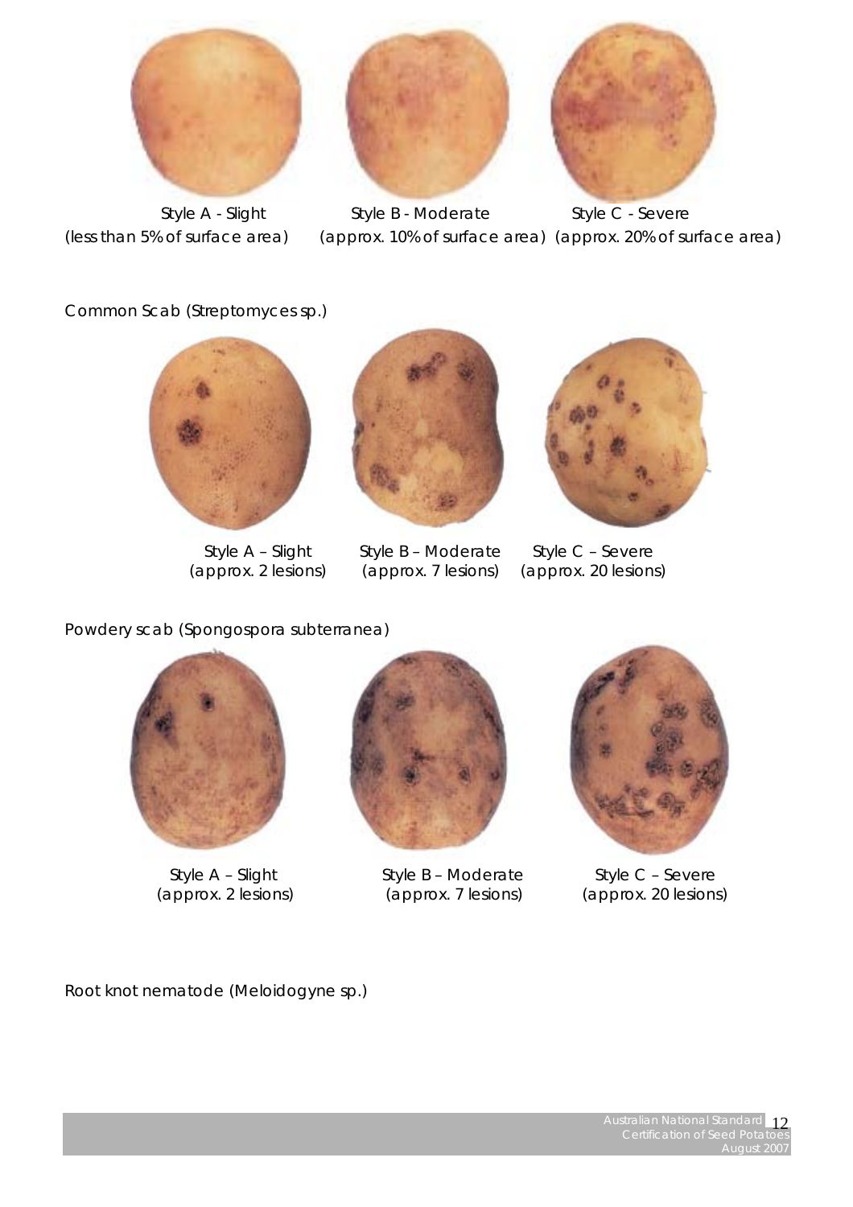Style A - Slight (less than 5% of surface area)

Style B - Moderate (approx. 10% of surface area)

Style C - Severe (approx. 20% of surface area)

Common Scab (*Streptomyces* sp.)

Style A – Slight (approx. 2 lesions)

Style B – Moderate (approx. 7 lesions)

Style C – Severe (approx. 20 lesions)

Powdery scab (*Spongospora subterranea*)

Style A – Slight (approx. 2 lesions)

Style B – Moderate (approx. 7 lesions)

Style C – Severe (approx. 20 lesions)

Root knot nematode (*Meloidogyne* sp.)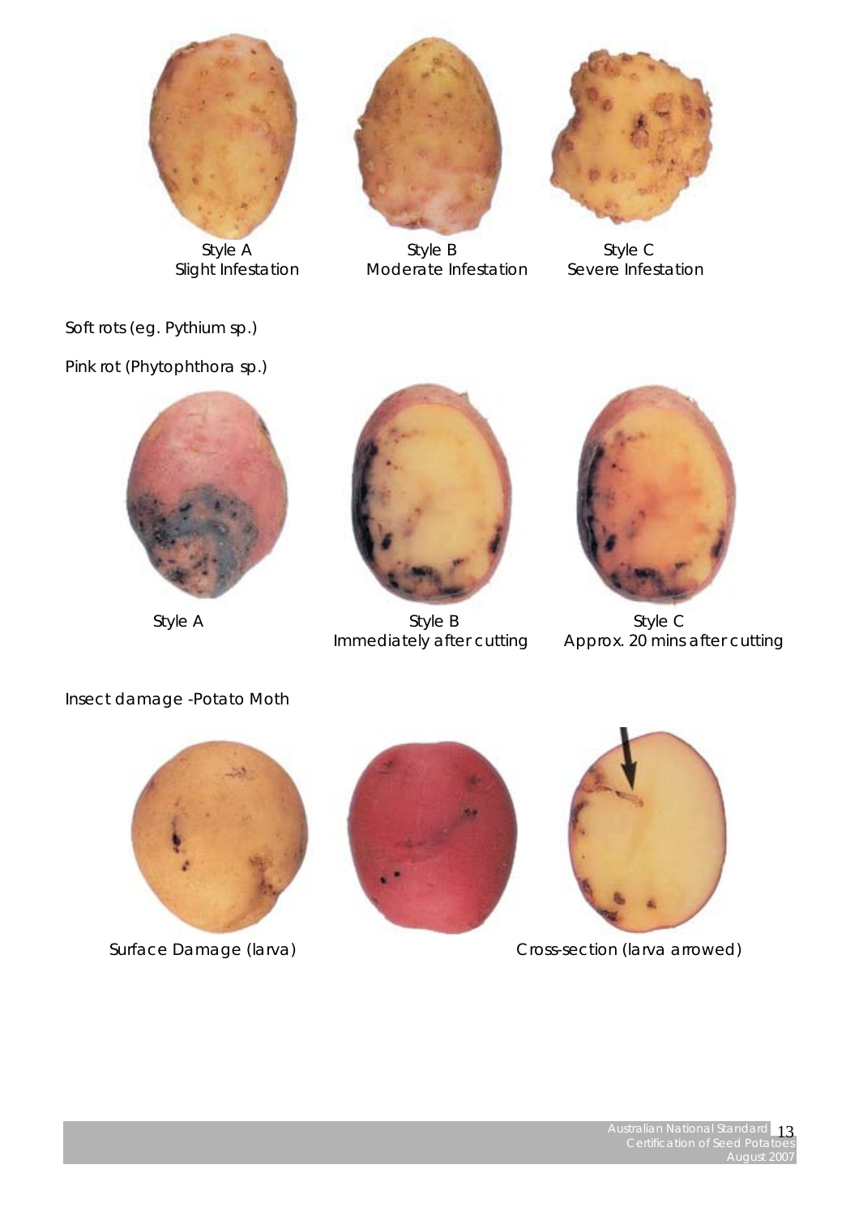Style A
Slight Infestation

Style B
Moderate Infestation

Style C
Severe Infestation

Soft rots (eg. Pythium sp.)

Pink rot (Phytophthora sp.)

Style A

Style B
Immediately after cutting

Style C
Approx. 20 mins after cutting

Insect damage -Potato Moth

Surface Damage (larva)

Cross-section (larva arrowed)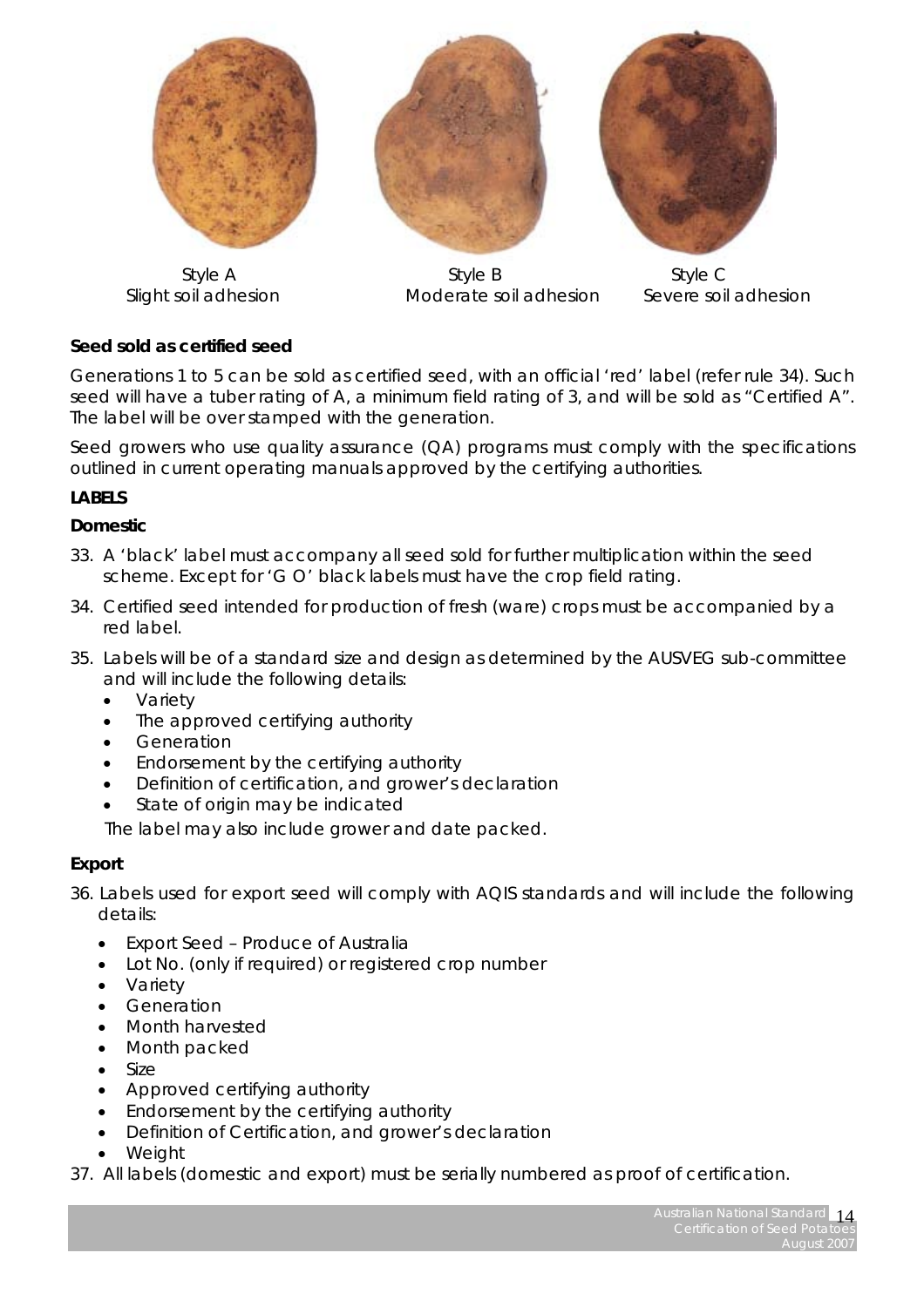Style A
Slight soil adhesion

Style B
Moderate soil adhesion

Style C
Severe soil adhesion

**Seed sold as certified seed**

Generations 1 to 5 can be sold as certified seed, with an official 'red' label (refer rule 34). Such seed will have a tuber rating of A, a minimum field rating of 3, and will be sold as "Certified A". The label will be over stamped with the generation.

Seed growers who use quality assurance (QA) programs must comply with the specifications outlined in current operating manuals approved by the certifying authorities.

**LABELS**

**Domestic**

33. A 'black' label must accompany all seed sold for further multiplication within the seed scheme. Except for 'G O' black labels must have the crop field rating.
34. Certified seed intended for production of fresh (ware) crops must be accompanied by a red label.
35. Labels will be of a standard size and design as determined by the AUSVEG sub-committee and will include the following details:
    - Variety
    - The approved certifying authority
    - Generation
    - Endorsement by the certifying authority
    - Definition of certification, and grower's declaration
    - State of origin may be indicated

    The label may also include grower and date packed.

**Export**

36. Labels used for export seed will comply with AQIS standards and will include the following details:
    - Export Seed – Produce of Australia
    - Lot No. (only if required) or registered crop number
    - Variety
    - Generation
    - Month harvested
    - Month packed
    - Size
    - Approved certifying authority
    - Endorsement by the certifying authority
    - Definition of Certification, and grower's declaration
    - Weight
37. All labels (domestic and export) must be serially numbered as proof of certification.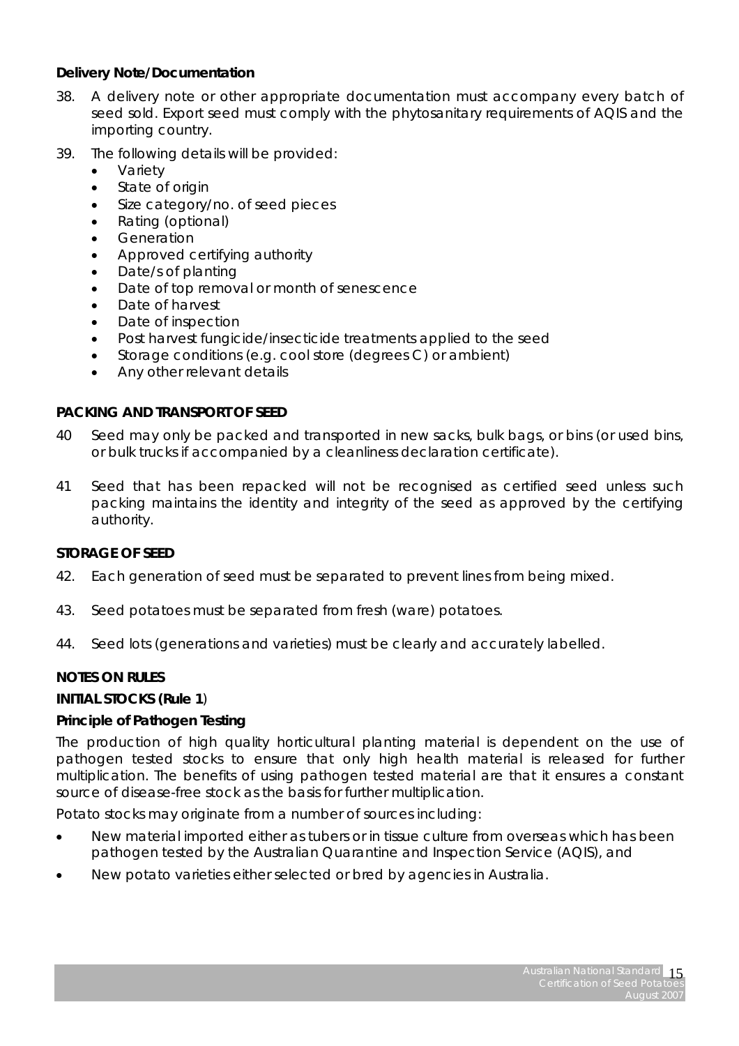**Delivery Note/Documentation**

38. A delivery note or other appropriate documentation must accompany every batch of seed sold. Export seed must comply with the phytosanitary requirements of AQIS and the importing country.

39. The following details will be provided:
    - Variety
    - State of origin
    - Size category/no. of seed pieces
    - Rating (optional)
    - Generation
    - Approved certifying authority
    - Date/s of planting
    - Date of top removal or month of senescence
    - Date of harvest
    - Date of inspection
    - Post harvest fungicide/insecticide treatments applied to the seed
    - Storage conditions (e.g. cool store (degrees C) or ambient)
    - Any other relevant details

**PACKING AND TRANSPORT OF SEED**

40 Seed may only be packed and transported in new sacks, bulk bags, or bins (or used bins, or bulk trucks if accompanied by a cleanliness declaration certificate).

41 Seed that has been repacked will not be recognised as certified seed unless such packing maintains the identity and integrity of the seed as approved by the certifying authority.

**STORAGE OF SEED**

42. Each generation of seed must be separated to prevent lines from being mixed.

43. Seed potatoes must be separated from fresh (ware) potatoes.

44. Seed lots (generations and varieties) must be clearly and accurately labelled.

**NOTES ON RULES**

**INITIAL STOCKS (Rule 1**)

**Principle of Pathogen Testing**

The production of high quality horticultural planting material is dependent on the use of pathogen tested stocks to ensure that only high health material is released for further multiplication. The benefits of using pathogen tested material are that it ensures a constant source of disease-free stock as the basis for further multiplication.

Potato stocks may originate from a number of sources including:

- New material imported either as tubers or in tissue culture from overseas which has been pathogen tested by the Australian Quarantine and Inspection Service (AQIS), and
- New potato varieties either selected or bred by agencies in Australia.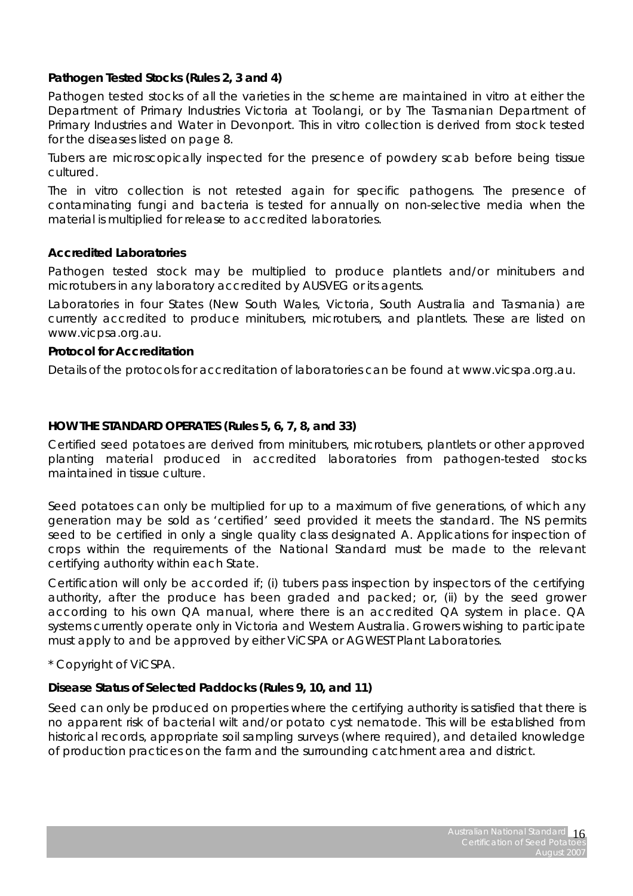**Pathogen Tested Stocks (Rules 2, 3 and 4)**

Pathogen tested stocks of all the varieties in the scheme are maintained in vitro at either the Department of Primary Industries Victoria at Toolangi, or by The Tasmanian Department of Primary Industries and Water in Devonport. This in vitro collection is derived from stock tested for the diseases listed on page 8.

Tubers are microscopically inspected for the presence of powdery scab before being tissue cultured.

The in vitro collection is not retested again for specific pathogens. The presence of contaminating fungi and bacteria is tested for annually on non-selective media when the material is multiplied for release to accredited laboratories.

**Accredited Laboratories**

Pathogen tested stock may be multiplied to produce plantlets and/or minitubers and microtubers in any laboratory accredited by AUSVEG or its agents.

Laboratories in four States (New South Wales, Victoria, South Australia and Tasmania) are currently accredited to produce minitubers, microtubers, and plantlets. These are listed on www.vicpsa.org.au.

**Protocol for Accreditation**

Details of the protocols for accreditation of laboratories can be found at www.vicspa.org.au.

**HOW THE STANDARD OPERATES (Rules 5, 6, 7, 8, and 33)**

Certified seed potatoes are derived from minitubers, microtubers, plantlets or other approved planting material produced in accredited laboratories from pathogen-tested stocks maintained in tissue culture.

Seed potatoes can only be multiplied for up to a maximum of five generations, of which any generation may be sold as 'certified' seed provided it meets the standard. The NS permits seed to be certified in only a single quality class designated A. Applications for inspection of crops within the requirements of the National Standard must be made to the relevant certifying authority within each State.

Certification will only be accorded if; (i) tubers pass inspection by inspectors of the certifying authority, after the produce has been graded and packed; or, (ii) by the seed grower according to his own QA manual, where there is an accredited QA system in place. QA systems currently operate only in Victoria and Western Australia. Growers wishing to participate must apply to and be approved by either ViCSPA or AGWEST Plant Laboratories.

* Copyright of ViCSPA.

**Disease Status of Selected Paddocks (Rules 9, 10, and 11)**

Seed can only be produced on properties where the certifying authority is satisfied that there is no apparent risk of bacterial wilt and/or potato cyst nematode. This will be established from historical records, appropriate soil sampling surveys (where required), and detailed knowledge of production practices on the farm and the surrounding catchment area and district.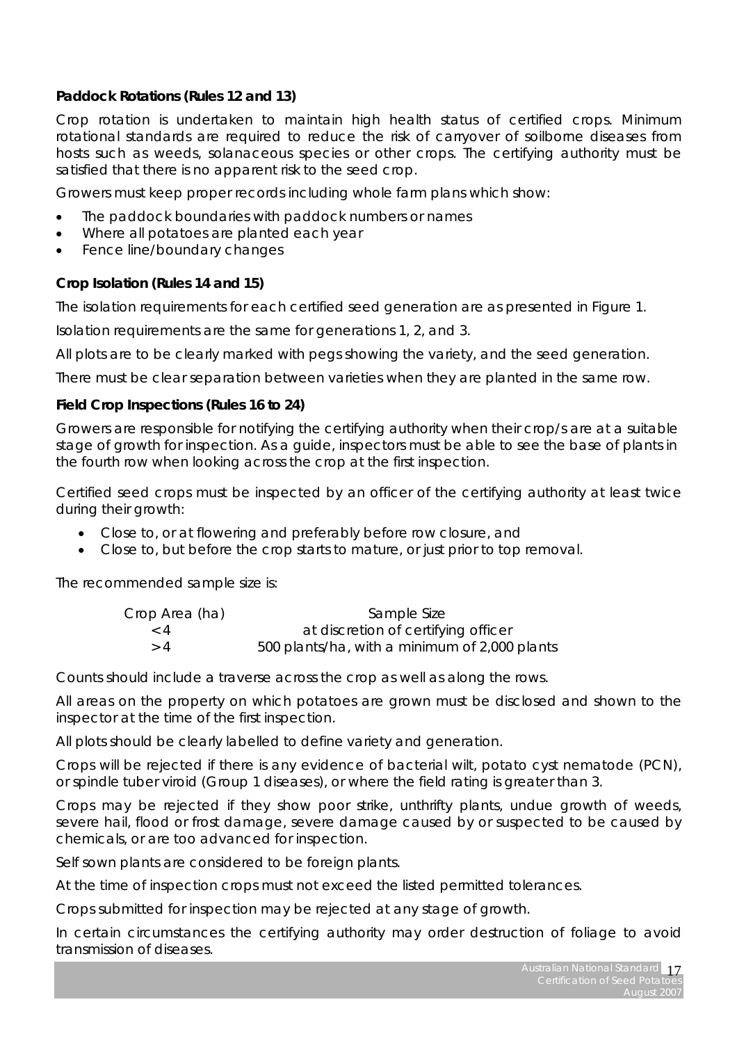**Paddock Rotations (Rules 12 and 13)**

Crop rotation is undertaken to maintain high health status of certified crops. Minimum rotational standards are required to reduce the risk of carryover of soilborne diseases from hosts such as weeds, solanaceous species or other crops. The certifying authority must be satisfied that there is no apparent risk to the seed crop.

Growers must keep proper records including whole farm plans which show:

- The paddock boundaries with paddock numbers or names
- Where all potatoes are planted each year
- Fence line/boundary changes

**Crop Isolation (Rules 14 and 15)**

The isolation requirements for each certified seed generation are as presented in Figure 1.

Isolation requirements are the same for generations 1, 2, and 3.

All plots are to be clearly marked with pegs showing the variety, and the seed generation.

There must be clear separation between varieties when they are planted in the same row.

**Field Crop Inspections (Rules 16 to 24)**

Growers are responsible for notifying the certifying authority when their crop/s are at a suitable stage of growth for inspection. As a guide, inspectors must be able to see the base of plants in the fourth row when looking across the crop at the first inspection.

Certified seed crops must be inspected by an officer of the certifying authority at least twice during their growth:

- Close to, or at flowering and preferably before row closure, and
- Close to, but before the crop starts to mature, or just prior to top removal.

The recommended sample size is:

| Crop Area (ha) | Sample Size |
|---|---|
| < 4 | at discretion of certifying officer |
| > 4 | 500 plants/ha, with a minimum of 2,000 plants |

Counts should include a traverse across the crop as well as along the rows.

All areas on the property on which potatoes are grown must be disclosed and shown to the inspector at the time of the first inspection.

All plots should be clearly labelled to define variety and generation.

Crops will be rejected if there is any evidence of bacterial wilt, potato cyst nematode (PCN), or spindle tuber viroid (Group 1 diseases), or where the field rating is greater than 3.

Crops may be rejected if they show poor strike, unthrifty plants, undue growth of weeds, severe hail, flood or frost damage, severe damage caused by or suspected to be caused by chemicals, or are too advanced for inspection.

Self sown plants are considered to be foreign plants.

At the time of inspection crops must not exceed the listed permitted tolerances.

Crops submitted for inspection may be rejected at any stage of growth.

In certain circumstances the certifying authority may order destruction of foliage to avoid transmission of diseases.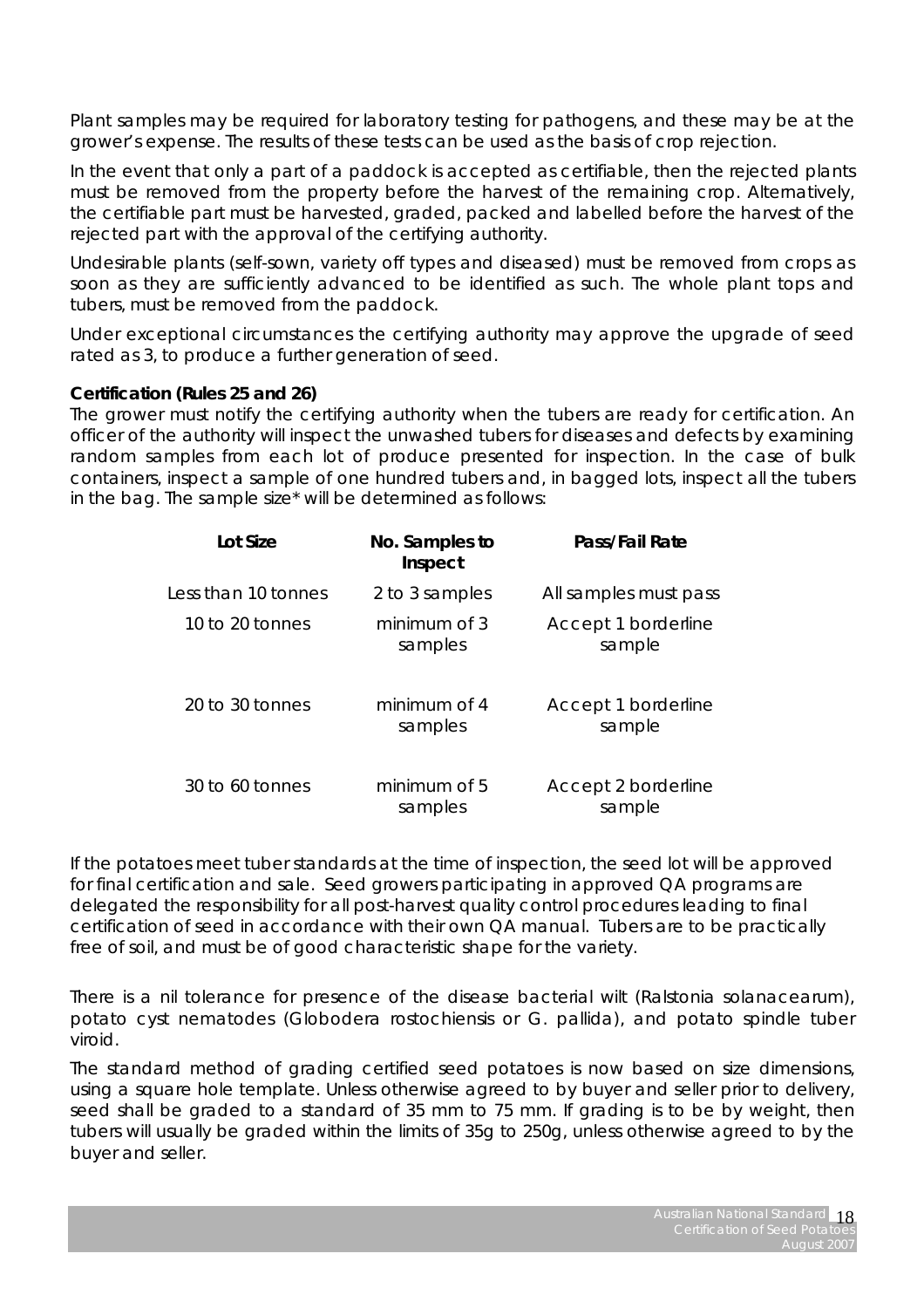Plant samples may be required for laboratory testing for pathogens, and these may be at the grower's expense. The results of these tests can be used as the basis of crop rejection.

In the event that only a part of a paddock is accepted as certifiable, then the rejected plants must be removed from the property before the harvest of the remaining crop. Alternatively, the certifiable part must be harvested, graded, packed and labelled before the harvest of the rejected part with the approval of the certifying authority.

Undesirable plants (self-sown, variety off types and diseased) must be removed from crops as soon as they are sufficiently advanced to be identified as such. The whole plant tops and tubers, must be removed from the paddock.

Under exceptional circumstances the certifying authority may approve the upgrade of seed rated as 3, to produce a further generation of seed.

**Certification (Rules 25 and 26)**

The grower must notify the certifying authority when the tubers are ready for certification. An officer of the authority will inspect the unwashed tubers for diseases and defects by examining random samples from each lot of produce presented for inspection. In the case of bulk containers, inspect a sample of one hundred tubers and, in bagged lots, inspect all the tubers in the bag. The sample size* will be determined as follows:

| Lot Size | No. Samples to Inspect | Pass/Fail Rate |
| --- | --- | --- |
| Less than 10 tonnes | 2 to 3 samples | All samples must pass |
| 10 to 20 tonnes | minimum of 3 samples | Accept 1 borderline sample |
| 20 to 30 tonnes | minimum of 4 samples | Accept 1 borderline sample |
| 30 to 60 tonnes | minimum of 5 samples | Accept 2 borderline sample |

If the potatoes meet tuber standards at the time of inspection, the seed lot will be approved for final certification and sale. Seed growers participating in approved QA programs are delegated the responsibility for all post-harvest quality control procedures leading to final certification of seed in accordance with their own QA manual. Tubers are to be practically free of soil, and must be of good characteristic shape for the variety.

There is a nil tolerance for presence of the disease bacterial wilt (Ralstonia solanacearum), potato cyst nematodes (Globodera rostochiensis or G. pallida), and potato spindle tuber viroid.

The standard method of grading certified seed potatoes is now based on size dimensions, using a square hole template. Unless otherwise agreed to by buyer and seller prior to delivery, seed shall be graded to a standard of 35 mm to 75 mm. If grading is to be by weight, then tubers will usually be graded within the limits of 35g to 250g, unless otherwise agreed to by the buyer and seller.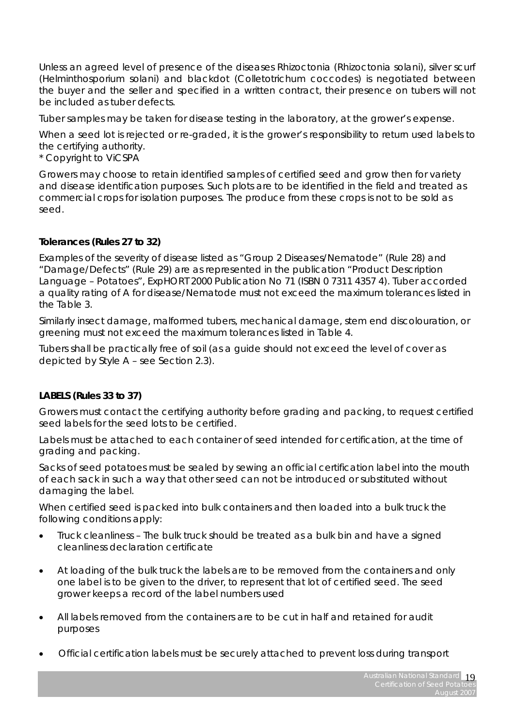Unless an agreed level of presence of the diseases Rhizoctonia (Rhizoctonia solani), silver scurf (Helminthosporium solani) and blackdot (Colletotrichum coccodes) is negotiated between the buyer and the seller and specified in a written contract, their presence on tubers will not be included as tuber defects.

Tuber samples may be taken for disease testing in the laboratory, at the grower's expense.

When a seed lot is rejected or re-graded, it is the grower's responsibility to return used labels to the certifying authority.
* Copyright to ViCSPA

Growers may choose to retain identified samples of certified seed and grow then for variety and disease identification purposes. Such plots are to be identified in the field and treated as commercial crops for isolation purposes. The produce from these crops is not to be sold as seed.

**Tolerances (Rules 27 to 32)**

Examples of the severity of disease listed as "Group 2 Diseases/Nematode" (Rule 28) and "Damage/Defects" (Rule 29) are as represented in the publication "Product Description Language – Potatoes", ExpHORT 2000 Publication No 71 (ISBN 0 7311 4357 4). Tuber accorded a quality rating of A for disease/Nematode must not exceed the maximum tolerances listed in the Table 3.

Similarly insect damage, malformed tubers, mechanical damage, stem end discolouration, or greening must not exceed the maximum tolerances listed in Table 4.

Tubers shall be practically free of soil (as a guide should not exceed the level of cover as depicted by Style A – see Section 2.3).

**LABELS (Rules 33 to 37)**

Growers must contact the certifying authority before grading and packing, to request certified seed labels for the seed lots to be certified.

Labels must be attached to each container of seed intended for certification, at the time of grading and packing.

Sacks of seed potatoes must be sealed by sewing an official certification label into the mouth of each sack in such a way that other seed can not be introduced or substituted without damaging the label.

When certified seed is packed into bulk containers and then loaded into a bulk truck the following conditions apply:

- Truck cleanliness – The bulk truck should be treated as a bulk bin and have a signed cleanliness declaration certificate
- At loading of the bulk truck the labels are to be removed from the containers and only one label is to be given to the driver, to represent that lot of certified seed. The seed grower keeps a record of the label numbers used
- All labels removed from the containers are to be cut in half and retained for audit purposes
- Official certification labels must be securely attached to prevent loss during transport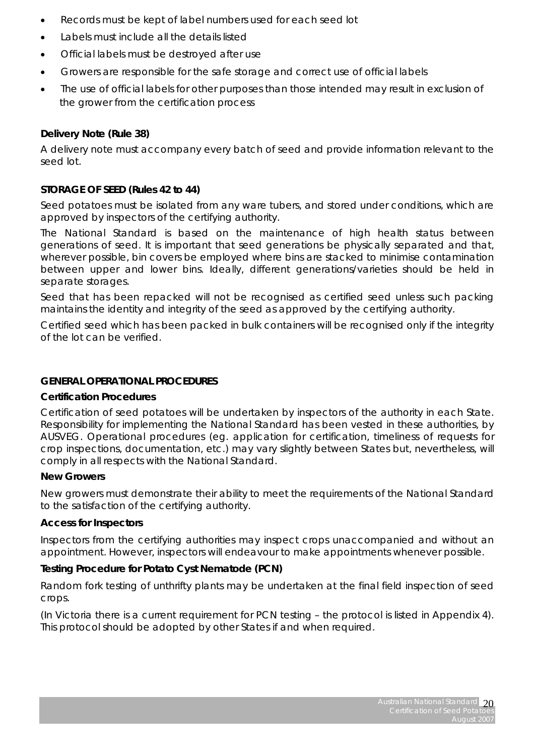- Records must be kept of label numbers used for each seed lot
- Labels must include all the details listed
- Official labels must be destroyed after use
- Growers are responsible for the safe storage and correct use of official labels
- The use of official labels for other purposes than those intended may result in exclusion of the grower from the certification process

**Delivery Note (Rule 38)**

A delivery note must accompany every batch of seed and provide information relevant to the seed lot.

**STORAGE OF SEED (Rules 42 to 44)**

Seed potatoes must be isolated from any ware tubers, and stored under conditions, which are approved by inspectors of the certifying authority.

The National Standard is based on the maintenance of high health status between generations of seed. It is important that seed generations be physically separated and that, wherever possible, bin covers be employed where bins are stacked to minimise contamination between upper and lower bins. Ideally, different generations/varieties should be held in separate storages.

Seed that has been repacked will not be recognised as certified seed unless such packing maintains the identity and integrity of the seed as approved by the certifying authority.

Certified seed which has been packed in bulk containers will be recognised only if the integrity of the lot can be verified.

**GENERAL OPERATIONAL PROCEDURES**

**Certification Procedures**

Certification of seed potatoes will be undertaken by inspectors of the authority in each State. Responsibility for implementing the National Standard has been vested in these authorities, by AUSVEG. Operational procedures (eg. application for certification, timeliness of requests for crop inspections, documentation, etc.) may vary slightly between States but, nevertheless, will comply in all respects with the National Standard.

**New Growers**

New growers must demonstrate their ability to meet the requirements of the National Standard to the satisfaction of the certifying authority.

**Access for Inspectors**

Inspectors from the certifying authorities may inspect crops unaccompanied and without an appointment. However, inspectors will endeavour to make appointments whenever possible.

**Testing Procedure for Potato Cyst Nematode (PCN)**

Random fork testing of unthrifty plants may be undertaken at the final field inspection of seed crops.

(In Victoria there is a current requirement for PCN testing – the protocol is listed in Appendix 4). This protocol should be adopted by other States if and when required.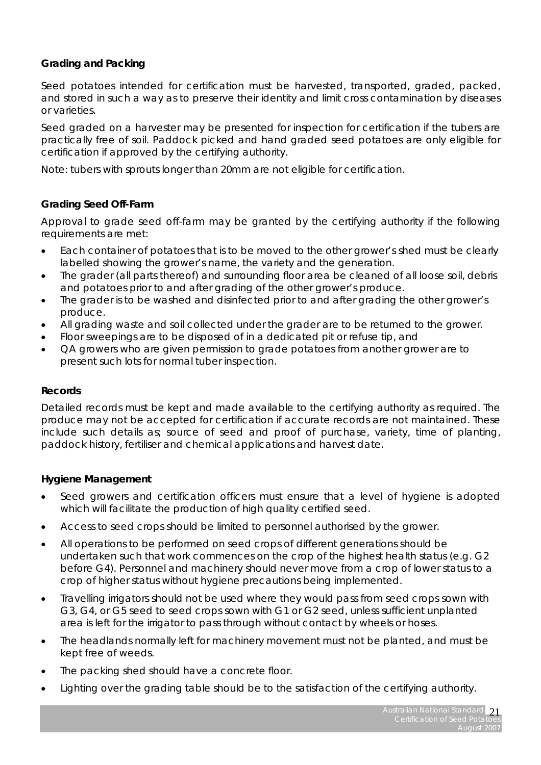### Grading and Packing

Seed potatoes intended for certification must be harvested, transported, graded, packed, and stored in such a way as to preserve their identity and limit cross contamination by diseases or varieties.

Seed graded on a harvester may be presented for inspection for certification if the tubers are practically free of soil. Paddock picked and hand graded seed potatoes are only eligible for certification if approved by the certifying authority.

Note: tubers with sprouts longer than 20mm are not eligible for certification.

### Grading Seed Off-Farm

Approval to grade seed off-farm may be granted by the certifying authority if the following requirements are met:

- Each container of potatoes that is to be moved to the other grower's shed must be clearly labelled showing the grower's name, the variety and the generation.
- The grader (all parts thereof) and surrounding floor area be cleaned of all loose soil, debris and potatoes prior to and after grading of the other grower's produce.
- The grader is to be washed and disinfected prior to and after grading the other grower's produce.
- All grading waste and soil collected under the grader are to be returned to the grower.
- Floor sweepings are to be disposed of in a dedicated pit or refuse tip, and
- QA growers who are given permission to grade potatoes from another grower are to present such lots for normal tuber inspection.

### Records

Detailed records must be kept and made available to the certifying authority as required. The produce may not be accepted for certification if accurate records are not maintained. These include such details as; source of seed and proof of purchase, variety, time of planting, paddock history, fertiliser and chemical applications and harvest date.

### Hygiene Management

- Seed growers and certification officers must ensure that a level of hygiene is adopted which will facilitate the production of high quality certified seed.
- Access to seed crops should be limited to personnel authorised by the grower.
- All operations to be performed on seed crops of different generations should be undertaken such that work commences on the crop of the highest health status (e.g. G2 before G4). Personnel and machinery should never move from a crop of lower status to a crop of higher status without hygiene precautions being implemented.
- Travelling irrigators should not be used where they would pass from seed crops sown with G3, G4, or G5 seed to seed crops sown with G1 or G2 seed, unless sufficient unplanted area is left for the irrigator to pass through without contact by wheels or hoses.
- The headlands normally left for machinery movement must not be planted, and must be kept free of weeds.
- The packing shed should have a concrete floor.
- Lighting over the grading table should be to the satisfaction of the certifying authority.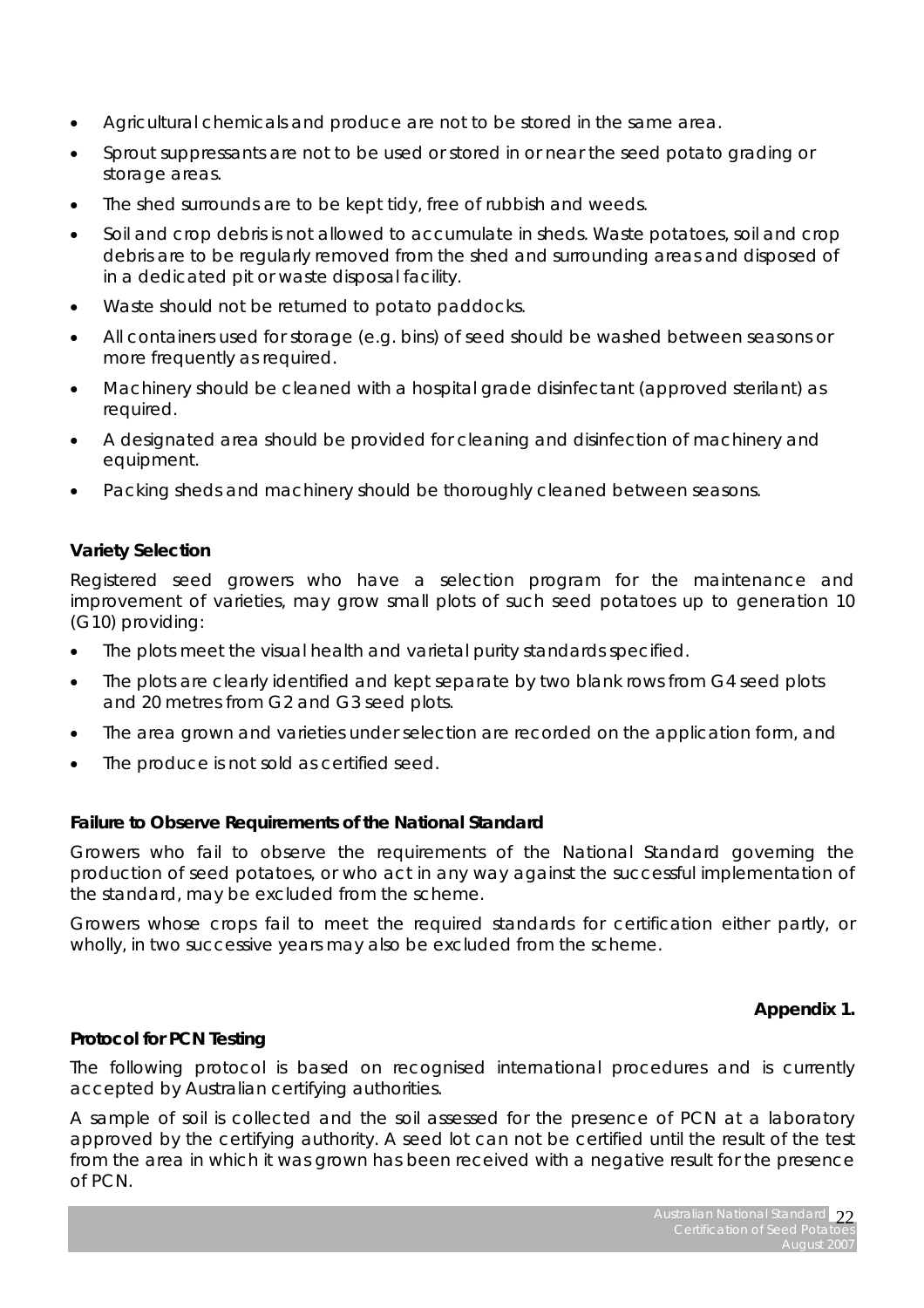- Agricultural chemicals and produce are not to be stored in the same area.
- Sprout suppressants are not to be used or stored in or near the seed potato grading or storage areas.
- The shed surrounds are to be kept tidy, free of rubbish and weeds.
- Soil and crop debris is not allowed to accumulate in sheds. Waste potatoes, soil and crop debris are to be regularly removed from the shed and surrounding areas and disposed of in a dedicated pit or waste disposal facility.
- Waste should not be returned to potato paddocks.
- All containers used for storage (e.g. bins) of seed should be washed between seasons or more frequently as required.
- Machinery should be cleaned with a hospital grade disinfectant (approved sterilant) as required.
- A designated area should be provided for cleaning and disinfection of machinery and equipment.
- Packing sheds and machinery should be thoroughly cleaned between seasons.

**Variety Selection**

Registered seed growers who have a selection program for the maintenance and improvement of varieties, may grow small plots of such seed potatoes up to generation 10 (G10) providing:

- The plots meet the visual health and varietal purity standards specified.
- The plots are clearly identified and kept separate by two blank rows from G4 seed plots and 20 metres from G2 and G3 seed plots.
- The area grown and varieties under selection are recorded on the application form, and
- The produce is not sold as certified seed.

**Failure to Observe Requirements of the National Standard**

Growers who fail to observe the requirements of the National Standard governing the production of seed potatoes, or who act in any way against the successful implementation of the standard, may be excluded from the scheme.

Growers whose crops fail to meet the required standards for certification either partly, or wholly, in two successive years may also be excluded from the scheme.

**Appendix 1.**

**Protocol for PCN Testing**

The following protocol is based on recognised international procedures and is currently accepted by Australian certifying authorities.

A sample of soil is collected and the soil assessed for the presence of PCN at a laboratory approved by the certifying authority. A seed lot can not be certified until the result of the test from the area in which it was grown has been received with a negative result for the presence of PCN.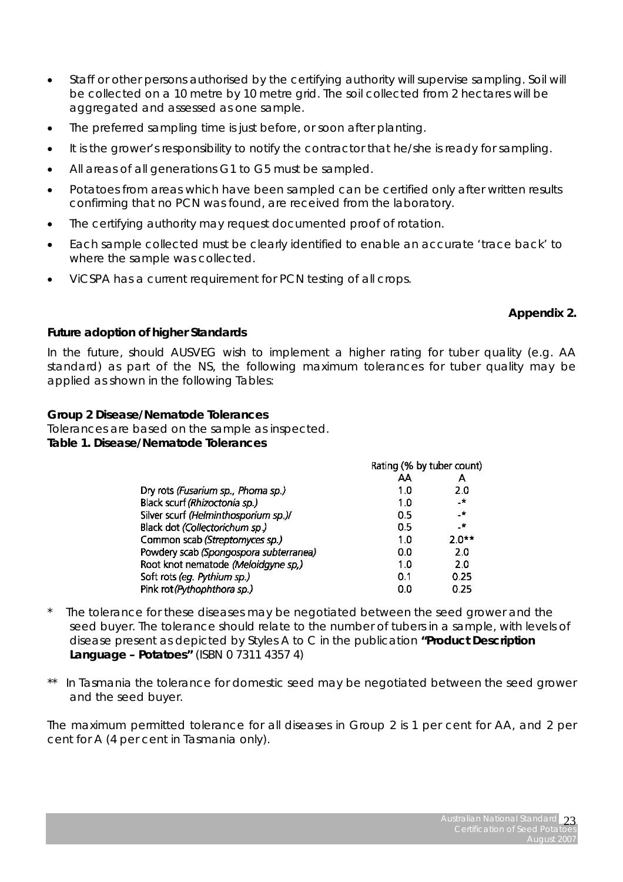- Staff or other persons authorised by the certifying authority will supervise sampling. Soil will be collected on a 10 metre by 10 metre grid. The soil collected from 2 hectares will be aggregated and assessed as one sample.
- The preferred sampling time is just before, or soon after planting.
- It is the grower's responsibility to notify the contractor that he/she is ready for sampling.
- All areas of all generations G1 to G5 must be sampled.
- Potatoes from areas which have been sampled can be certified only after written results confirming that no PCN was found, are received from the laboratory.
- The certifying authority may request documented proof of rotation.
- Each sample collected must be clearly identified to enable an accurate 'trace back' to where the sample was collected.
- ViCSPA has a current requirement for PCN testing of all crops.

**Appendix 2.**

**Future adoption of higher Standards**

In the future, should AUSVEG wish to implement a higher rating for tuber quality (e.g. AA standard) as part of the NS, the following maximum tolerances for tuber quality may be applied as shown in the following Tables:

**Group 2 Disease/Nematode Tolerances**

Tolerances are based on the sample as inspected.

**Table 1. Disease/Nematode Tolerances**

| | Rating (% by tuber count) | |
|---|---|---|
| | AA | A |
| Dry rots *(Fusarium sp., Phoma sp.)* | 1.0 | 2.0 |
| Black scurf *(Rhizoctonia sp.)* | 1.0 | -* |
| Silver scurf *(Helminthosporium sp.)/* | 0.5 | -* |
| Black dot *(Collectorichum sp.)* | 0.5 | -* |
| Common scab *(Streptomyces sp.)* | 1.0 | 2.0** |
| Powdery scab *(Spongospora subterranea)* | 0.0 | 2.0 |
| Root knot nematode *(Meloidgyne sp,)* | 1.0 | 2.0 |
| Soft rots *(eg. Pythium sp.)* | 0.1 | 0.25 |
| Pink rot *(Pythophthora sp.)* | 0.0 | 0.25 |

\* The tolerance for these diseases may be negotiated between the seed grower and the seed buyer. The tolerance should relate to the number of tubers in a sample, with levels of disease present as depicted by Styles A to C in the publication **"Product Description Language – Potatoes"** (ISBN 0 7311 4357 4)

** In Tasmania the tolerance for domestic seed may be negotiated between the seed grower and the seed buyer.

The maximum permitted tolerance for all diseases in Group 2 is 1 per cent for AA, and 2 per cent for A (4 per cent in Tasmania only).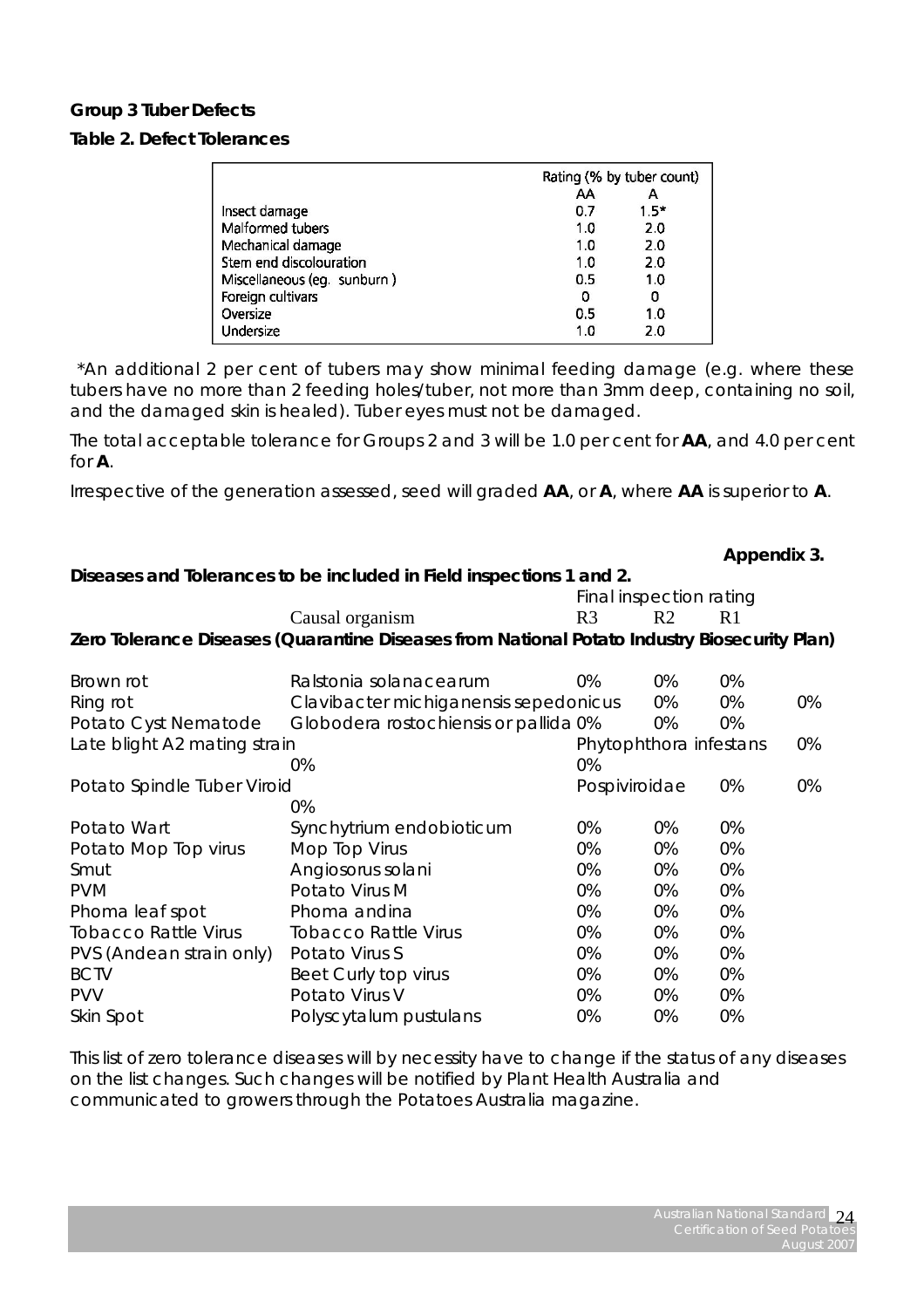**Group 3 Tuber Defects**

**Table 2. Defect Tolerances**

| | Rating (% by tuber count) | |
|---|---|---|
| | AA | A |
| Insect damage | 0.7 | 1.5* |
| Malformed tubers | 1.0 | 2.0 |
| Mechanical damage | 1.0 | 2.0 |
| Stem end discolouration | 1.0 | 2.0 |
| Miscellaneous (eg. sunburn ) | 0.5 | 1.0 |
| Foreign cultivars | 0 | 0 |
| Oversize | 0.5 | 1.0 |
| Undersize | 1.0 | 2.0 |

*An additional 2 per cent of tubers may show minimal feeding damage (e.g. where these tubers have no more than 2 feeding holes/tuber, not more than 3mm deep, containing no soil, and the damaged skin is healed). Tuber eyes must not be damaged.

The total acceptable tolerance for Groups 2 and 3 will be 1.0 per cent for **AA**, and 4.0 per cent for **A**.

Irrespective of the generation assessed, seed will graded **AA**, or **A**, where **AA** is superior to **A**.

**Appendix 3.**

**Diseases and Tolerances to be included in Field inspections 1 and 2.**

| | | Final inspection rating | | |
|---|---|---|---|---|
| | Causal organism | R3 | R2 | R1 |
| **Zero Tolerance Diseases (Quarantine Diseases from National Potato Industry Biosecurity Plan)** | | | | |
| Brown rot | Ralstonia solanacearum | 0% | 0% | 0% |
| Ring rot | Clavibacter michiganensis sepedonicus | 0% | 0% | 0% |
| Potato Cyst Nematode | Globodera rostochiensis or pallida | 0% | 0% | 0% |
| Late blight A2 mating strain | Phytophthora infestans | 0% | 0% | 0% |
| Potato Spindle Tuber Viroid | Pospiviroidae | 0% | 0% | 0% |
| Potato Wart | Synchytrium endobioticum | 0% | 0% | 0% |
| Potato Mop Top virus | Mop Top Virus | 0% | 0% | 0% |
| Smut | Angiosorus solani | 0% | 0% | 0% |
| PVM | Potato Virus M | 0% | 0% | 0% |
| Phoma leaf spot | Phoma andina | 0% | 0% | 0% |
| Tobacco Rattle Virus | Tobacco Rattle Virus | 0% | 0% | 0% |
| PVS (Andean strain only) | Potato Virus S | 0% | 0% | 0% |
| BCTV | Beet Curly top virus | 0% | 0% | 0% |
| PVV | Potato Virus V | 0% | 0% | 0% |
| Skin Spot | Polyscytalum pustulans | 0% | 0% | 0% |

This list of zero tolerance diseases will by necessity have to change if the status of any diseases on the list changes. Such changes will be notified by Plant Health Australia and communicated to growers through the Potatoes Australia magazine.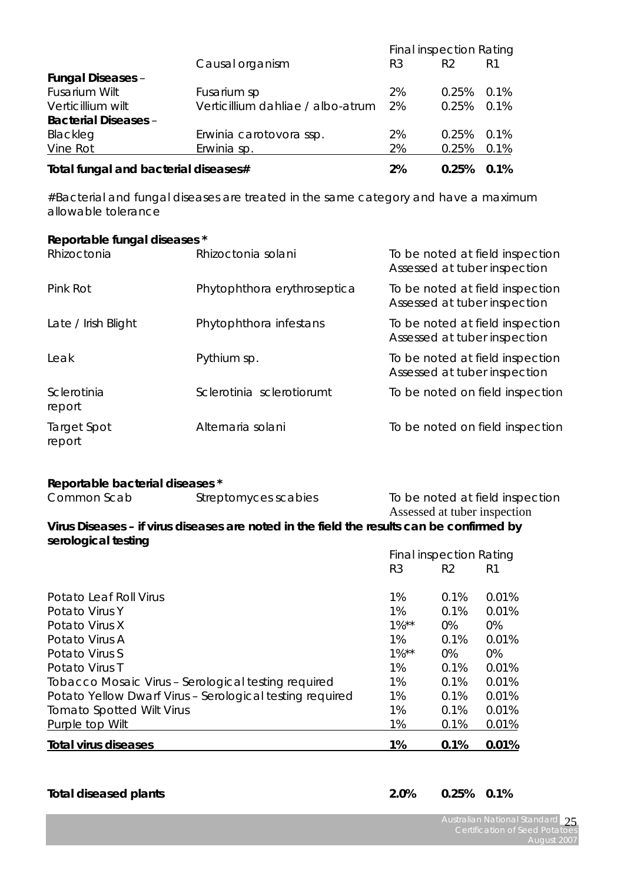| | Causal organism | Final inspection Rating R3 | R2 | R1 |
|---|---|---|---|---|
| **Fungal Diseases** – | | | | |
| Fusarium Wilt | Fusarium sp | 2% | 0.25% | 0.1% |
| Verticillium wilt | Verticillium dahliae / albo-atrum | 2% | 0.25% | 0.1% |
| **Bacterial Diseases** – | | | | |
| Blackleg | Erwinia carotovora ssp. | 2% | 0.25% | 0.1% |
| Vine Rot | Erwinia sp. | 2% | 0.25% | 0.1% |
| **Total fungal and bacterial diseases#** | | **2%** | **0.25%** | **0.1%** |

#Bacterial and fungal diseases are treated in the same category and have a maximum allowable tolerance

**Reportable fungal diseases \***

| | | |
|---|---|---|
| Rhizoctonia | Rhizoctonia solani | To be noted at field inspection Assessed at tuber inspection |
| Pink Rot | Phytophthora erythroseptica | To be noted at field inspection Assessed at tuber inspection |
| Late / Irish Blight | Phytophthora infestans | To be noted at field inspection Assessed at tuber inspection |
| Leak | Pythium sp. | To be noted at field inspection Assessed at tuber inspection |
| Sclerotinia report | Sclerotinia sclerotiorumt | To be noted on field inspection |
| Target Spot report | Alternaria solani | To be noted on field inspection |

**Reportable bacterial diseases \***

| | | |
|---|---|---|
| Common Scab | Streptomyces scabies | To be noted at field inspection Assessed at tuber inspection |

**Virus Diseases – if virus diseases are noted in the field the results can be confirmed by serological testing**

| | Final inspection Rating R3 | R2 | R1 |
|---|---|---|---|
| Potato Leaf Roll Virus | 1% | 0.1% | 0.01% |
| Potato Virus Y | 1% | 0.1% | 0.01% |
| Potato Virus X | 1%** | 0% | 0% |
| Potato Virus A | 1% | 0.1% | 0.01% |
| Potato Virus S | 1%** | 0% | 0% |
| Potato Virus T | 1% | 0.1% | 0.01% |
| Tobacco Mosaic Virus – Serological testing required | 1% | 0.1% | 0.01% |
| Potato Yellow Dwarf Virus – Serological testing required | 1% | 0.1% | 0.01% |
| Tomato Spotted Wilt Virus | 1% | 0.1% | 0.01% |
| Purple top Wilt | 1% | 0.1% | 0.01% |
| **Total virus diseases** | **1%** | **0.1%** | **0.01%** |

| | R3 | R2 | R1 |
|---|---|---|---|
| **Total diseased plants** | **2.0%** | **0.25%** | **0.1%** |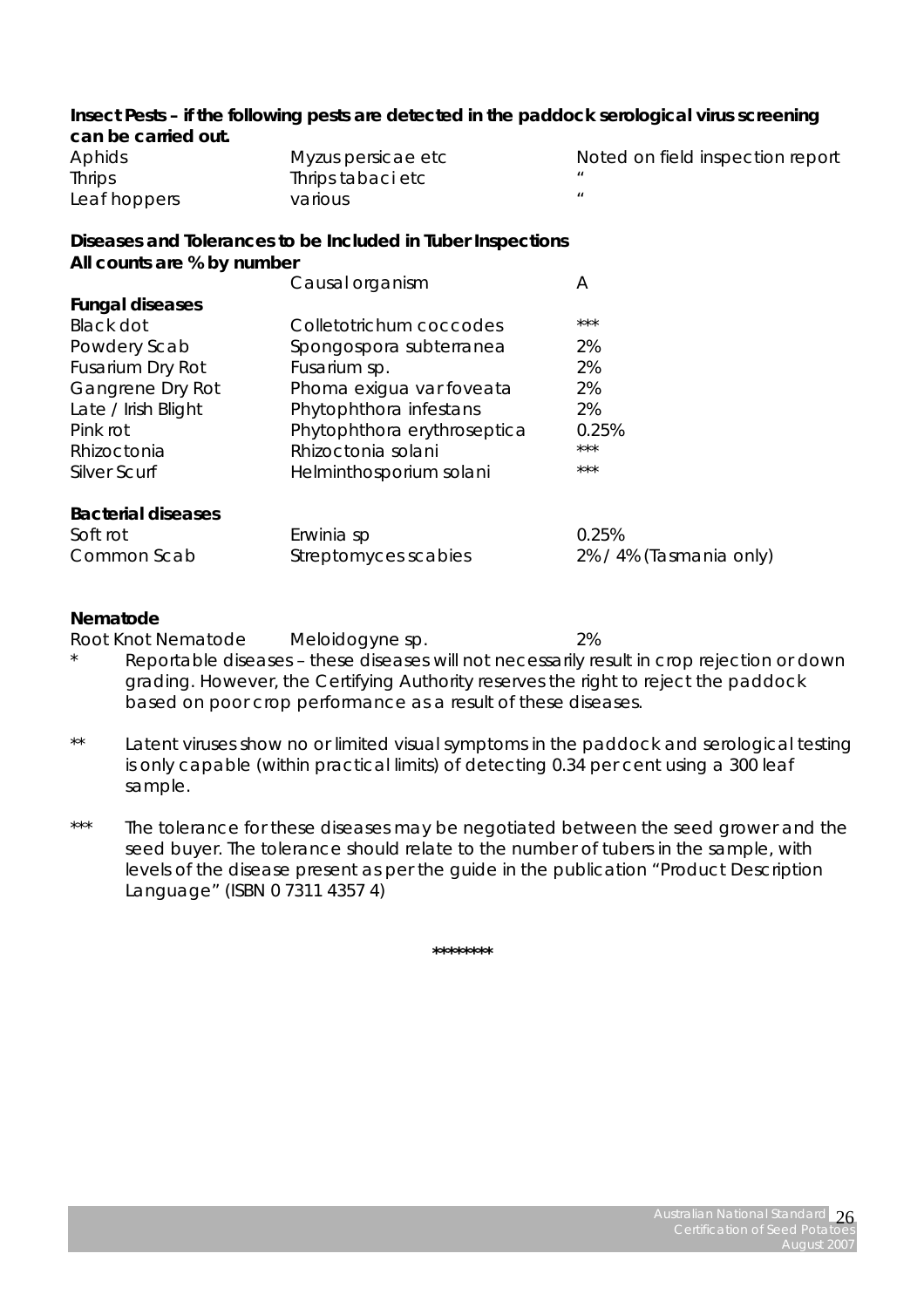**Insect Pests – if the following pests are detected in the paddock serological virus screening can be carried out.**

| | | |
|---|---|---|
| Aphids | Myzus persicae etc | Noted on field inspection report |
| Thrips | Thrips tabaci etc | " |
| Leaf hoppers | various | " |

**Diseases and Tolerances to be Included in Tuber Inspections**
**All counts are % by number**

| | Causal organism | A |
|---|---|---|
| **Fungal diseases** | | |
| Black dot | Colletotrichum coccodes | *** |
| Powdery Scab | Spongospora subterranea | 2% |
| Fusarium Dry Rot | Fusarium sp. | 2% |
| Gangrene Dry Rot | Phoma exigua var foveata | 2% |
| Late / Irish Blight | Phytophthora infestans | 2% |
| Pink rot | Phytophthora erythroseptica | 0.25% |
| Rhizoctonia | Rhizoctonia solani | *** |
| Silver Scurf | Helminthosporium solani | *** |
| **Bacterial diseases** | | |
| Soft rot | Erwinia sp | 0.25% |
| Common Scab | Streptomyces scabies | 2% / 4% (Tasmania only) |
| **Nematode** | | |
| Root Knot Nematode | Meloidogyne sp. | 2% |

\* Reportable diseases – these diseases will not necessarily result in crop rejection or down grading. However, the Certifying Authority reserves the right to reject the paddock based on poor crop performance as a result of these diseases.

** Latent viruses show no or limited visual symptoms in the paddock and serological testing is only capable (within practical limits) of detecting 0.34 per cent using a 300 leaf sample.

*** The tolerance for these diseases may be negotiated between the seed grower and the seed buyer. The tolerance should relate to the number of tubers in the sample, with levels of the disease present as per the guide in the publication "Product Description Language" (ISBN 0 7311 4357 4)

********